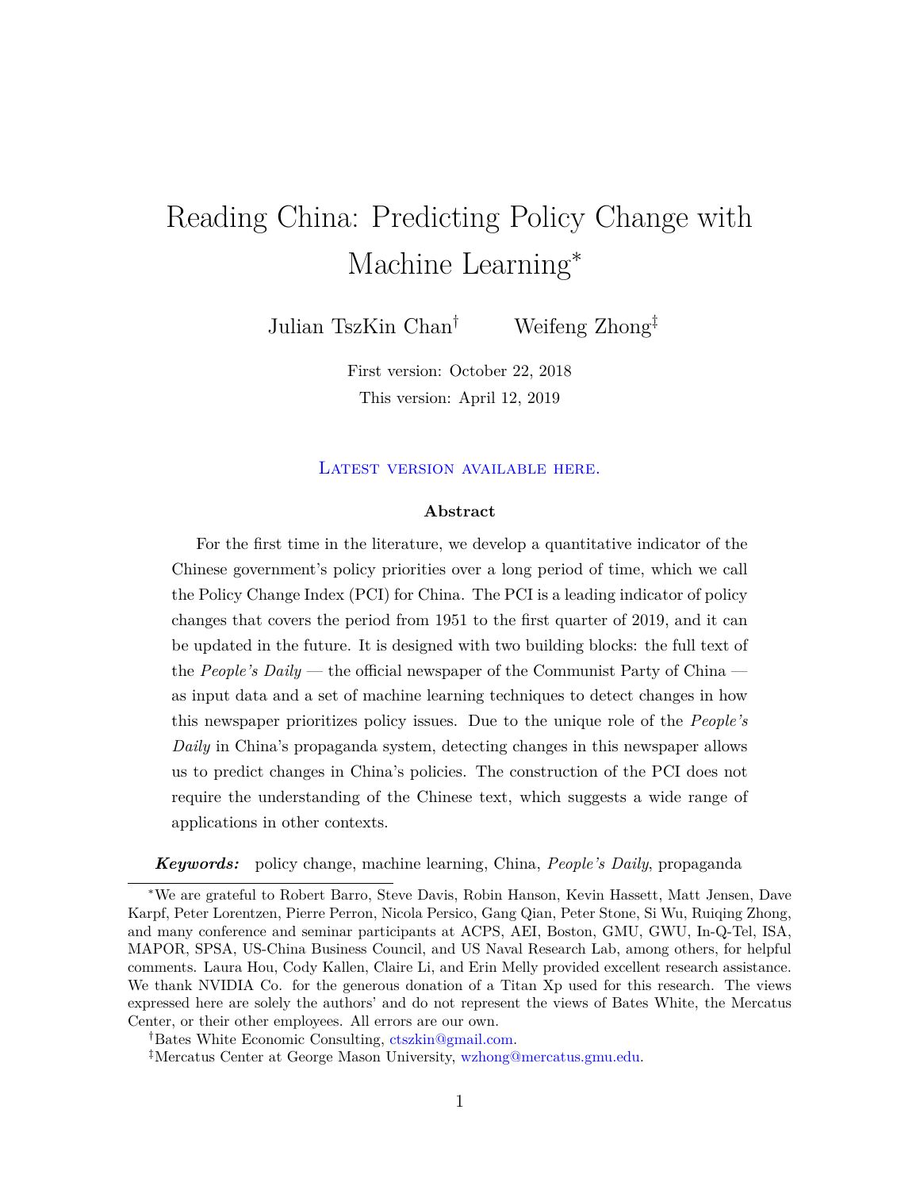# Reading China: Predicting Policy Change with Machine Learning*

Julian TszKin Chan† Weifeng Zhong‡

First version: October 22, 2018

This version: April 12, 2019

Latest version available here.

### Abstract

For the first time in the literature, we develop a quantitative indicator of the Chinese government's policy priorities over a long period of time, which we call the Policy Change Index (PCI) for China. The PCI is a leading indicator of policy changes that covers the period from 1951 to the first quarter of 2019, and it can be updated in the future. It is designed with two building blocks: the full text of the *People's Daily* — the official newspaper of the Communist Party of China — as input data and a set of machine learning techniques to detect changes in how this newspaper prioritizes policy issues. Due to the unique role of the *People's Daily* in China's propaganda system, detecting changes in this newspaper allows us to predict changes in China's policies. The construction of the PCI does not require the understanding of the Chinese text, which suggests a wide range of applications in other contexts.

***Keywords:*** policy change, machine learning, China, *People's Daily*, propaganda

---

*We are grateful to Robert Barro, Steve Davis, Robin Hanson, Kevin Hassett, Matt Jensen, Dave Karpf, Peter Lorentzen, Pierre Perron, Nicola Persico, Gang Qian, Peter Stone, Si Wu, Ruiqing Zhong, and many conference and seminar participants at ACPS, AEI, Boston, GMU, GWU, In-Q-Tel, ISA, MAPOR, SPSA, US-China Business Council, and US Naval Research Lab, among others, for helpful comments. Laura Hou, Cody Kallen, Claire Li, and Erin Melly provided excellent research assistance. We thank NVIDIA Co. for the generous donation of a Titan Xp used for this research. The views expressed here are solely the authors' and do not represent the views of Bates White, the Mercatus Center, or their other employees. All errors are our own.

†Bates White Economic Consulting, ctszkin@gmail.com.

‡Mercatus Center at George Mason University, wzhong@mercatus.gmu.edu.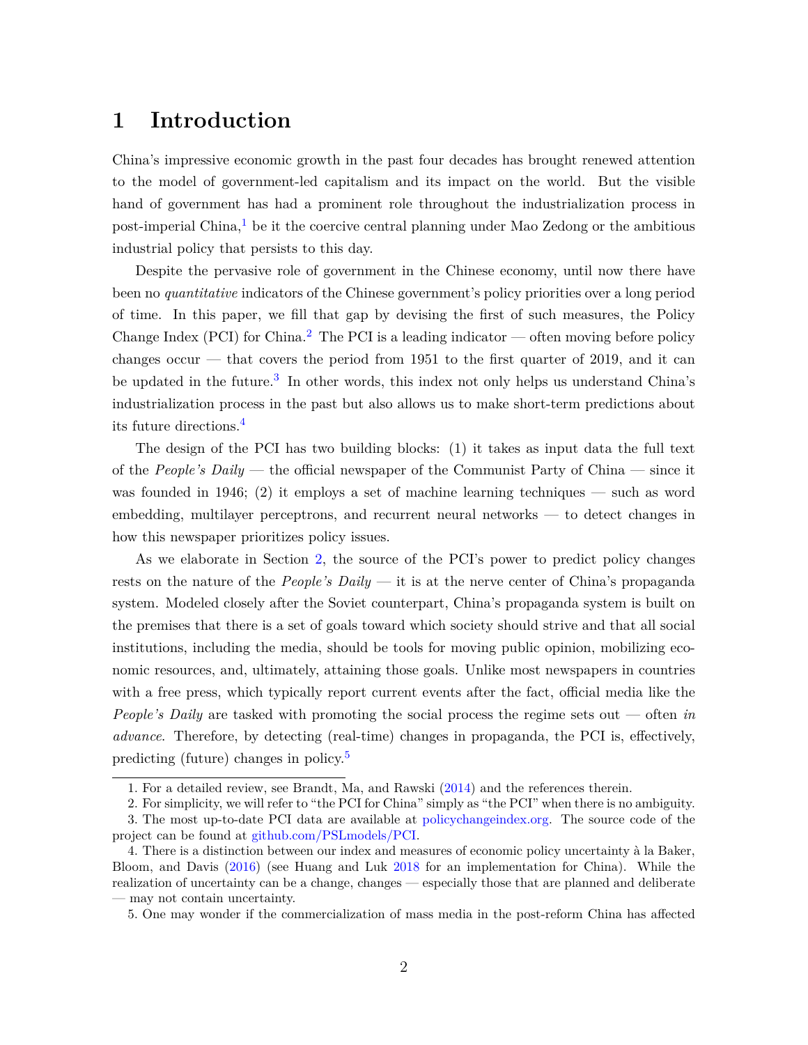# 1 Introduction

China's impressive economic growth in the past four decades has brought renewed attention to the model of government-led capitalism and its impact on the world. But the visible hand of government has had a prominent role throughout the industrialization process in post-imperial China,[1] be it the coercive central planning under Mao Zedong or the ambitious industrial policy that persists to this day.

Despite the pervasive role of government in the Chinese economy, until now there have been no *quantitative* indicators of the Chinese government's policy priorities over a long period of time. In this paper, we fill that gap by devising the first of such measures, the Policy Change Index (PCI) for China.[2] The PCI is a leading indicator — often moving before policy changes occur — that covers the period from 1951 to the first quarter of 2019, and it can be updated in the future.[3] In other words, this index not only helps us understand China's industrialization process in the past but also allows us to make short-term predictions about its future directions.[4]

The design of the PCI has two building blocks: (1) it takes as input data the full text of the *People's Daily* — the official newspaper of the Communist Party of China — since it was founded in 1946; (2) it employs a set of machine learning techniques — such as word embedding, multilayer perceptrons, and recurrent neural networks — to detect changes in how this newspaper prioritizes policy issues.

As we elaborate in Section 2, the source of the PCI's power to predict policy changes rests on the nature of the *People's Daily* — it is at the nerve center of China's propaganda system. Modeled closely after the Soviet counterpart, China's propaganda system is built on the premises that there is a set of goals toward which society should strive and that all social institutions, including the media, should be tools for moving public opinion, mobilizing economic resources, and, ultimately, attaining those goals. Unlike most newspapers in countries with a free press, which typically report current events after the fact, official media like the *People's Daily* are tasked with promoting the social process the regime sets out — often *in advance*. Therefore, by detecting (real-time) changes in propaganda, the PCI is, effectively, predicting (future) changes in policy.[5]

---

1. For a detailed review, see Brandt, Ma, and Rawski (2014) and the references therein.

2. For simplicity, we will refer to "the PCI for China" simply as "the PCI" when there is no ambiguity.

3. The most up-to-date PCI data are available at policychangeindex.org. The source code of the project can be found at github.com/PSLmodels/PCI.

4. There is a distinction between our index and measures of economic policy uncertainty à la Baker, Bloom, and Davis (2016) (see Huang and Luk 2018 for an implementation for China). While the realization of uncertainty can be a change, changes — especially those that are planned and deliberate — may not contain uncertainty.

5. One may wonder if the commercialization of mass media in the post-reform China has affected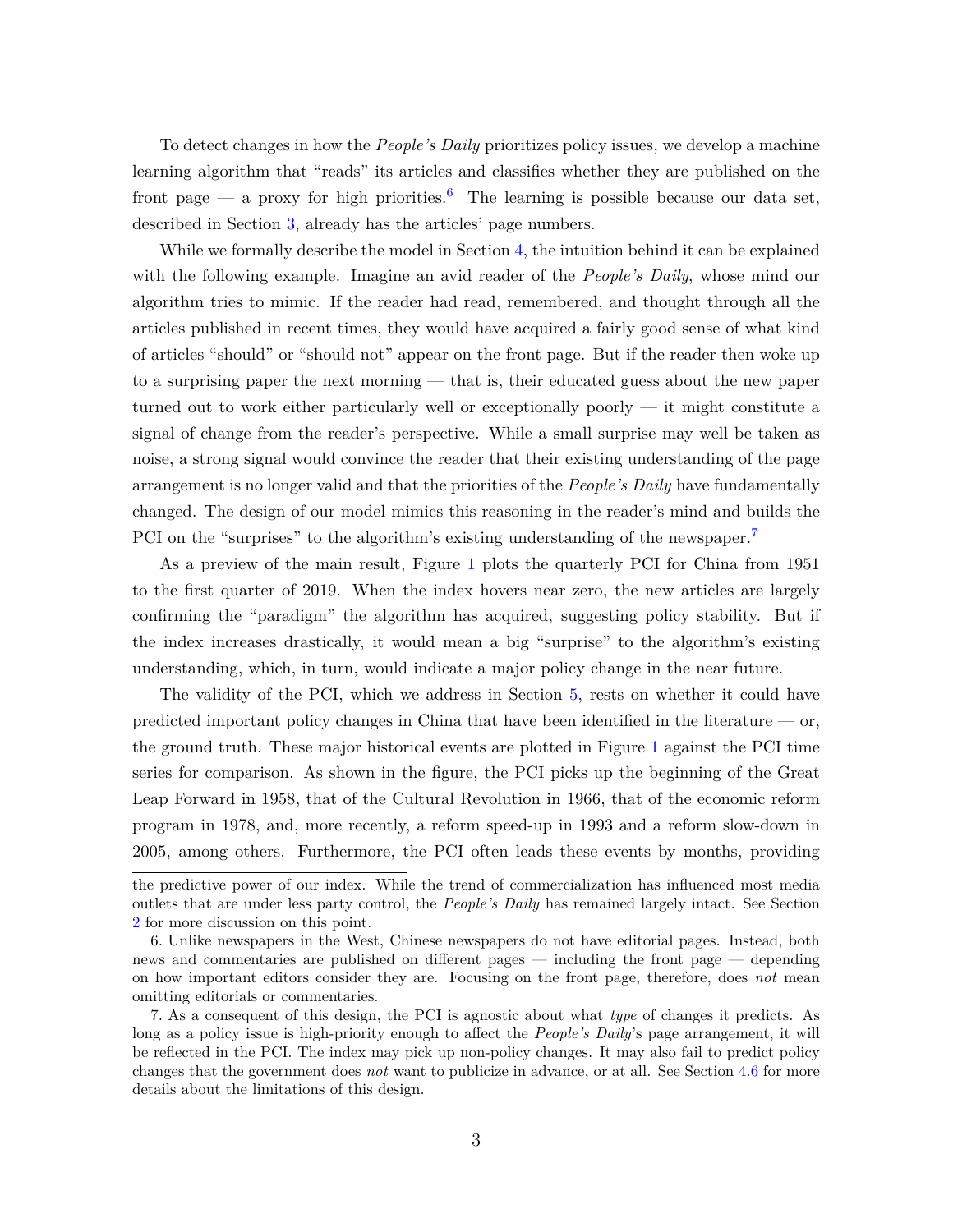To detect changes in how the *People's Daily* prioritizes policy issues, we develop a machine learning algorithm that "reads" its articles and classifies whether they are published on the front page — a proxy for high priorities.[6] The learning is possible because our data set, described in Section 3, already has the articles' page numbers.

While we formally describe the model in Section 4, the intuition behind it can be explained with the following example. Imagine an avid reader of the *People's Daily*, whose mind our algorithm tries to mimic. If the reader had read, remembered, and thought through all the articles published in recent times, they would have acquired a fairly good sense of what kind of articles "should" or "should not" appear on the front page. But if the reader then woke up to a surprising paper the next morning — that is, their educated guess about the new paper turned out to work either particularly well or exceptionally poorly — it might constitute a signal of change from the reader's perspective. While a small surprise may well be taken as noise, a strong signal would convince the reader that their existing understanding of the page arrangement is no longer valid and that the priorities of the *People's Daily* have fundamentally changed. The design of our model mimics this reasoning in the reader's mind and builds the PCI on the "surprises" to the algorithm's existing understanding of the newspaper.[7]

As a preview of the main result, Figure 1 plots the quarterly PCI for China from 1951 to the first quarter of 2019. When the index hovers near zero, the new articles are largely confirming the "paradigm" the algorithm has acquired, suggesting policy stability. But if the index increases drastically, it would mean a big "surprise" to the algorithm's existing understanding, which, in turn, would indicate a major policy change in the near future.

The validity of the PCI, which we address in Section 5, rests on whether it could have predicted important policy changes in China that have been identified in the literature — or, the ground truth. These major historical events are plotted in Figure 1 against the PCI time series for comparison. As shown in the figure, the PCI picks up the beginning of the Great Leap Forward in 1958, that of the Cultural Revolution in 1966, that of the economic reform program in 1978, and, more recently, a reform speed-up in 1993 and a reform slow-down in 2005, among others. Furthermore, the PCI often leads these events by months, providing

---

the predictive power of our index. While the trend of commercialization has influenced most media outlets that are under less party control, the *People's Daily* has remained largely intact. See Section 2 for more discussion on this point.

6. Unlike newspapers in the West, Chinese newspapers do not have editorial pages. Instead, both news and commentaries are published on different pages — including the front page — depending on how important editors consider they are. Focusing on the front page, therefore, does *not* mean omitting editorials or commentaries.

7. As a consequent of this design, the PCI is agnostic about what *type* of changes it predicts. As long as a policy issue is high-priority enough to affect the *People's Daily*'s page arrangement, it will be reflected in the PCI. The index may pick up non-policy changes. It may also fail to predict policy changes that the government does *not* want to publicize in advance, or at all. See Section 4.6 for more details about the limitations of this design.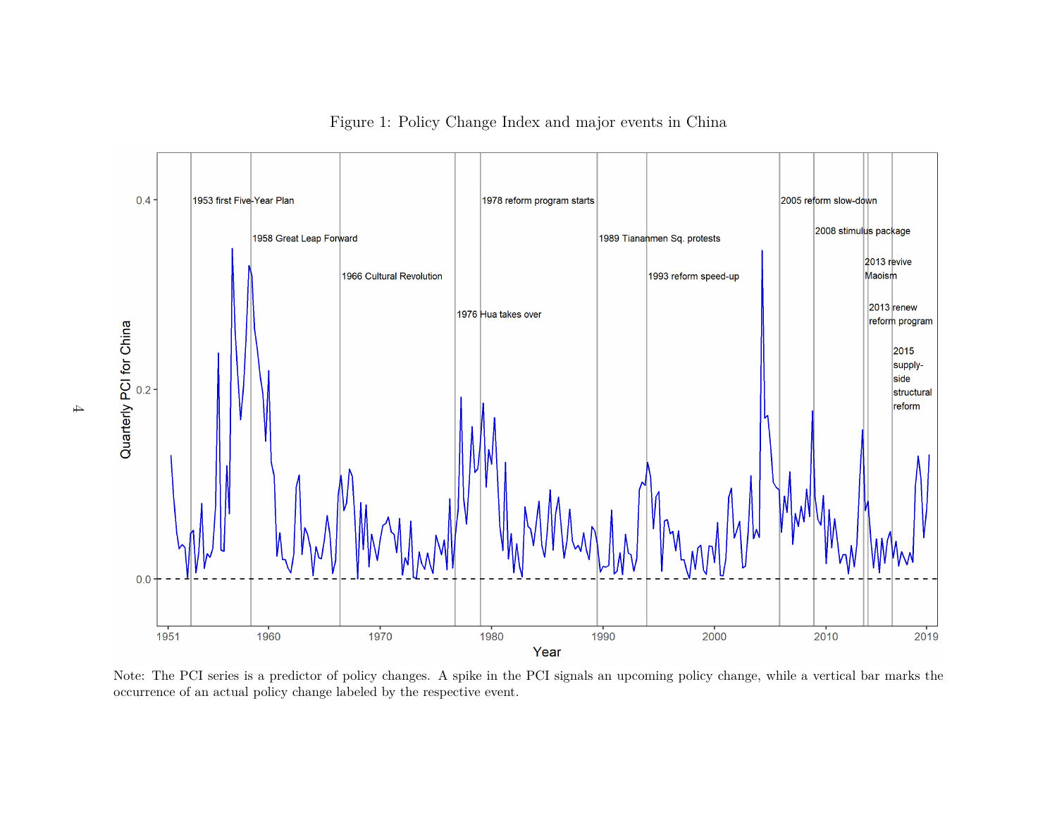Figure 1: Policy Change Index and major events in China

Note: The PCI series is a predictor of policy changes. A spike in the PCI signals an upcoming policy change, while a vertical bar marks the occurrence of an actual policy change labeled by the respective event.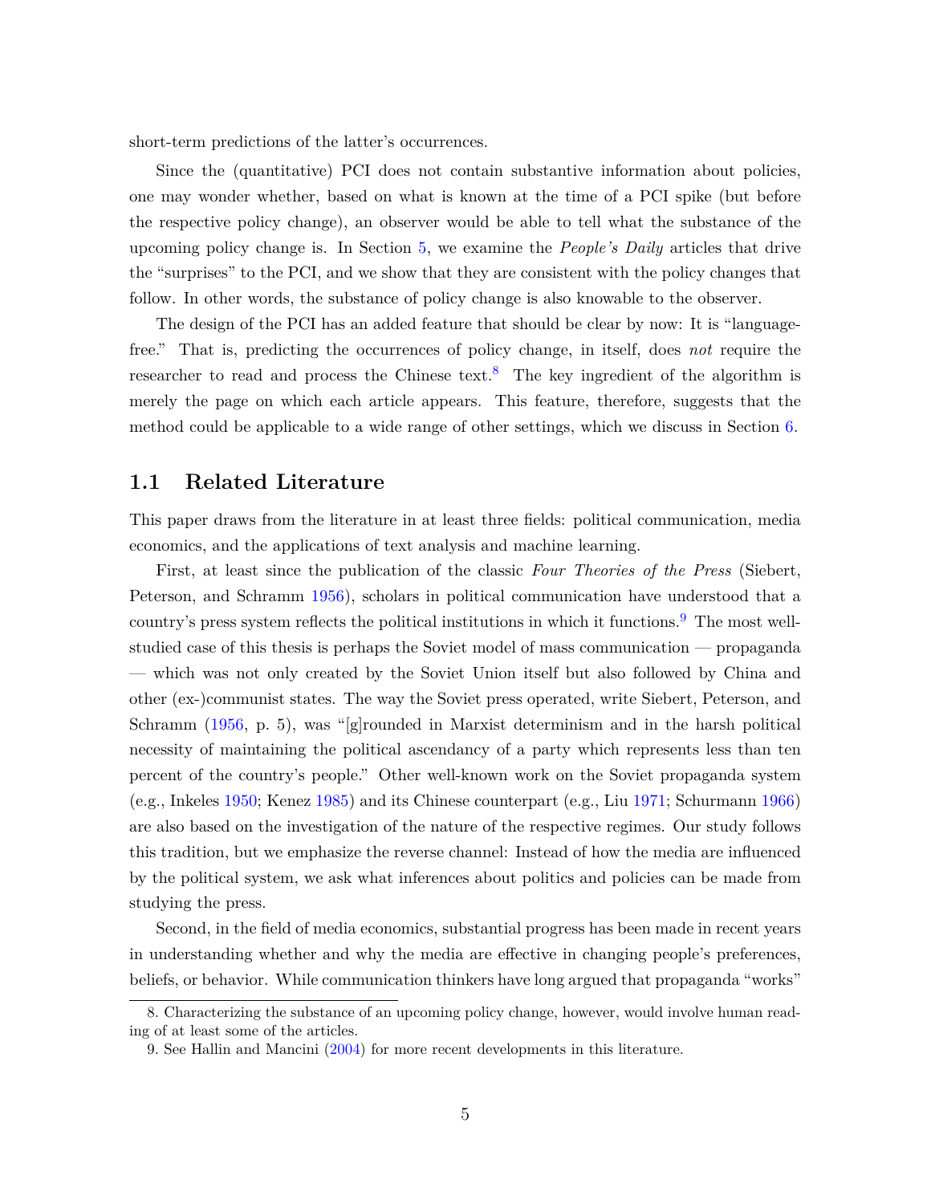short-term predictions of the latter's occurrences.

Since the (quantitative) PCI does not contain substantive information about policies, one may wonder whether, based on what is known at the time of a PCI spike (but before the respective policy change), an observer would be able to tell what the substance of the upcoming policy change is. In Section 5, we examine the *People's Daily* articles that drive the "surprises" to the PCI, and we show that they are consistent with the policy changes that follow. In other words, the substance of policy change is also knowable to the observer.

The design of the PCI has an added feature that should be clear by now: It is "language-free." That is, predicting the occurrences of policy change, in itself, does *not* require the researcher to read and process the Chinese text.[8] The key ingredient of the algorithm is merely the page on which each article appears. This feature, therefore, suggests that the method could be applicable to a wide range of other settings, which we discuss in Section 6.

## 1.1 Related Literature

This paper draws from the literature in at least three fields: political communication, media economics, and the applications of text analysis and machine learning.

First, at least since the publication of the classic *Four Theories of the Press* (Siebert, Peterson, and Schramm 1956), scholars in political communication have understood that a country's press system reflects the political institutions in which it functions.[9] The most well-studied case of this thesis is perhaps the Soviet model of mass communication — propaganda — which was not only created by the Soviet Union itself but also followed by China and other (ex-)communist states. The way the Soviet press operated, write Siebert, Peterson, and Schramm (1956, p. 5), was "[g]rounded in Marxist determinism and in the harsh political necessity of maintaining the political ascendancy of a party which represents less than ten percent of the country's people." Other well-known work on the Soviet propaganda system (e.g., Inkeles 1950; Kenez 1985) and its Chinese counterpart (e.g., Liu 1971; Schurmann 1966) are also based on the investigation of the nature of the respective regimes. Our study follows this tradition, but we emphasize the reverse channel: Instead of how the media are influenced by the political system, we ask what inferences about politics and policies can be made from studying the press.

Second, in the field of media economics, substantial progress has been made in recent years in understanding whether and why the media are effective in changing people's preferences, beliefs, or behavior. While communication thinkers have long argued that propaganda "works"

8. Characterizing the substance of an upcoming policy change, however, would involve human reading of at least some of the articles.

9. See Hallin and Mancini (2004) for more recent developments in this literature.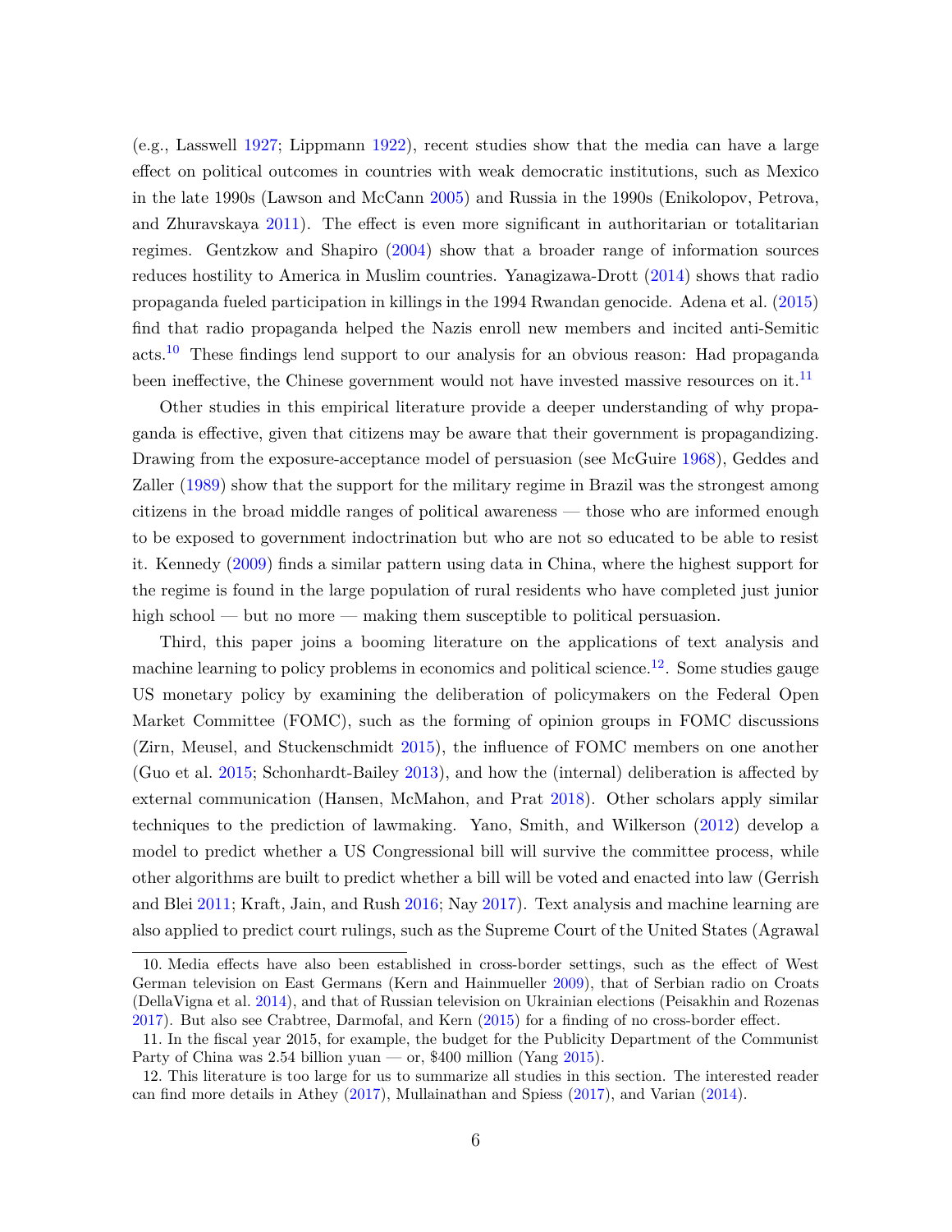(e.g., Lasswell 1927; Lippmann 1922), recent studies show that the media can have a large effect on political outcomes in countries with weak democratic institutions, such as Mexico in the late 1990s (Lawson and McCann 2005) and Russia in the 1990s (Enikolopov, Petrova, and Zhuravskaya 2011). The effect is even more significant in authoritarian or totalitarian regimes. Gentzkow and Shapiro (2004) show that a broader range of information sources reduces hostility to America in Muslim countries. Yanagizawa-Drott (2014) shows that radio propaganda fueled participation in killings in the 1994 Rwandan genocide. Adena et al. (2015) find that radio propaganda helped the Nazis enroll new members and incited anti-Semitic acts.[10] These findings lend support to our analysis for an obvious reason: Had propaganda been ineffective, the Chinese government would not have invested massive resources on it.[11]

Other studies in this empirical literature provide a deeper understanding of why propaganda is effective, given that citizens may be aware that their government is propagandizing. Drawing from the exposure-acceptance model of persuasion (see McGuire 1968), Geddes and Zaller (1989) show that the support for the military regime in Brazil was the strongest among citizens in the broad middle ranges of political awareness — those who are informed enough to be exposed to government indoctrination but who are not so educated to be able to resist it. Kennedy (2009) finds a similar pattern using data in China, where the highest support for the regime is found in the large population of rural residents who have completed just junior high school — but no more — making them susceptible to political persuasion.

Third, this paper joins a booming literature on the applications of text analysis and machine learning to policy problems in economics and political science.[12]. Some studies gauge US monetary policy by examining the deliberation of policymakers on the Federal Open Market Committee (FOMC), such as the forming of opinion groups in FOMC discussions (Zirn, Meusel, and Stuckenschmidt 2015), the influence of FOMC members on one another (Guo et al. 2015; Schonhardt-Bailey 2013), and how the (internal) deliberation is affected by external communication (Hansen, McMahon, and Prat 2018). Other scholars apply similar techniques to the prediction of lawmaking. Yano, Smith, and Wilkerson (2012) develop a model to predict whether a US Congressional bill will survive the committee process, while other algorithms are built to predict whether a bill will be voted and enacted into law (Gerrish and Blei 2011; Kraft, Jain, and Rush 2016; Nay 2017). Text analysis and machine learning are also applied to predict court rulings, such as the Supreme Court of the United States (Agrawal

10. Media effects have also been established in cross-border settings, such as the effect of West German television on East Germans (Kern and Hainmueller 2009), that of Serbian radio on Croats (DellaVigna et al. 2014), and that of Russian television on Ukrainian elections (Peisakhin and Rozenas 2017). But also see Crabtree, Darmofal, and Kern (2015) for a finding of no cross-border effect.

11. In the fiscal year 2015, for example, the budget for the Publicity Department of the Communist Party of China was 2.54 billion yuan — or, $400 million (Yang 2015).

12. This literature is too large for us to summarize all studies in this section. The interested reader can find more details in Athey (2017), Mullainathan and Spiess (2017), and Varian (2014).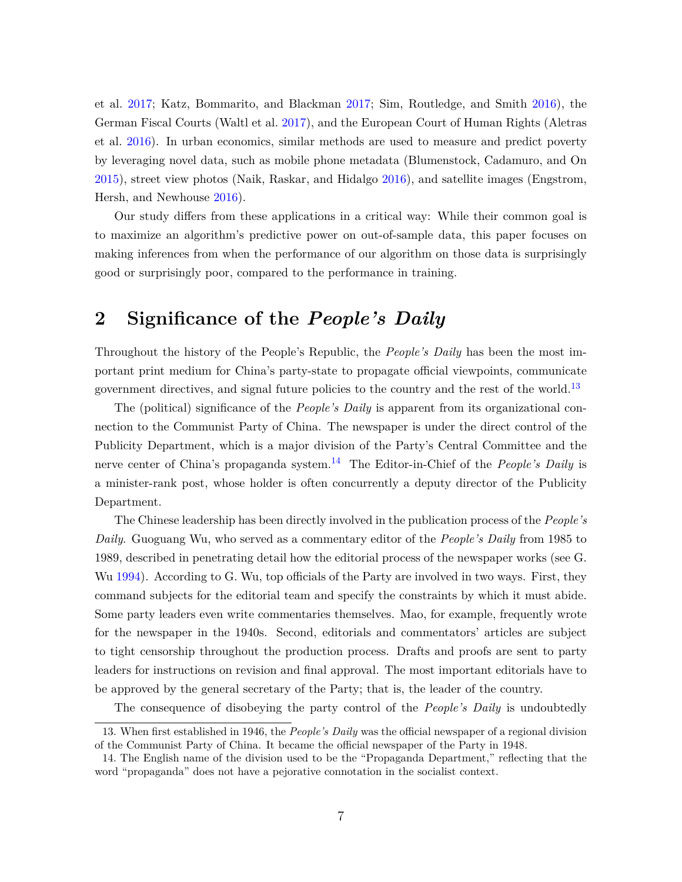et al. 2017; Katz, Bommarito, and Blackman 2017; Sim, Routledge, and Smith 2016), the German Fiscal Courts (Waltl et al. 2017), and the European Court of Human Rights (Aletras et al. 2016). In urban economics, similar methods are used to measure and predict poverty by leveraging novel data, such as mobile phone metadata (Blumenstock, Cadamuro, and On 2015), street view photos (Naik, Raskar, and Hidalgo 2016), and satellite images (Engstrom, Hersh, and Newhouse 2016).

Our study differs from these applications in a critical way: While their common goal is to maximize an algorithm's predictive power on out-of-sample data, this paper focuses on making inferences from when the performance of our algorithm on those data is surprisingly good or surprisingly poor, compared to the performance in training.

## 2 Significance of the *People's Daily*

Throughout the history of the People's Republic, the *People's Daily* has been the most important print medium for China's party-state to propagate official viewpoints, communicate government directives, and signal future policies to the country and the rest of the world.[13]

The (political) significance of the *People's Daily* is apparent from its organizational connection to the Communist Party of China. The newspaper is under the direct control of the Publicity Department, which is a major division of the Party's Central Committee and the nerve center of China's propaganda system.[14] The Editor-in-Chief of the *People's Daily* is a minister-rank post, whose holder is often concurrently a deputy director of the Publicity Department.

The Chinese leadership has been directly involved in the publication process of the *People's Daily*. Guoguang Wu, who served as a commentary editor of the *People's Daily* from 1985 to 1989, described in penetrating detail how the editorial process of the newspaper works (see G. Wu 1994). According to G. Wu, top officials of the Party are involved in two ways. First, they command subjects for the editorial team and specify the constraints by which it must abide. Some party leaders even write commentaries themselves. Mao, for example, frequently wrote for the newspaper in the 1940s. Second, editorials and commentators' articles are subject to tight censorship throughout the production process. Drafts and proofs are sent to party leaders for instructions on revision and final approval. The most important editorials have to be approved by the general secretary of the Party; that is, the leader of the country.

The consequence of disobeying the party control of the *People's Daily* is undoubtedly

13. When first established in 1946, the *People's Daily* was the official newspaper of a regional division of the Communist Party of China. It became the official newspaper of the Party in 1948.

14. The English name of the division used to be the "Propaganda Department," reflecting that the word "propaganda" does not have a pejorative connotation in the socialist context.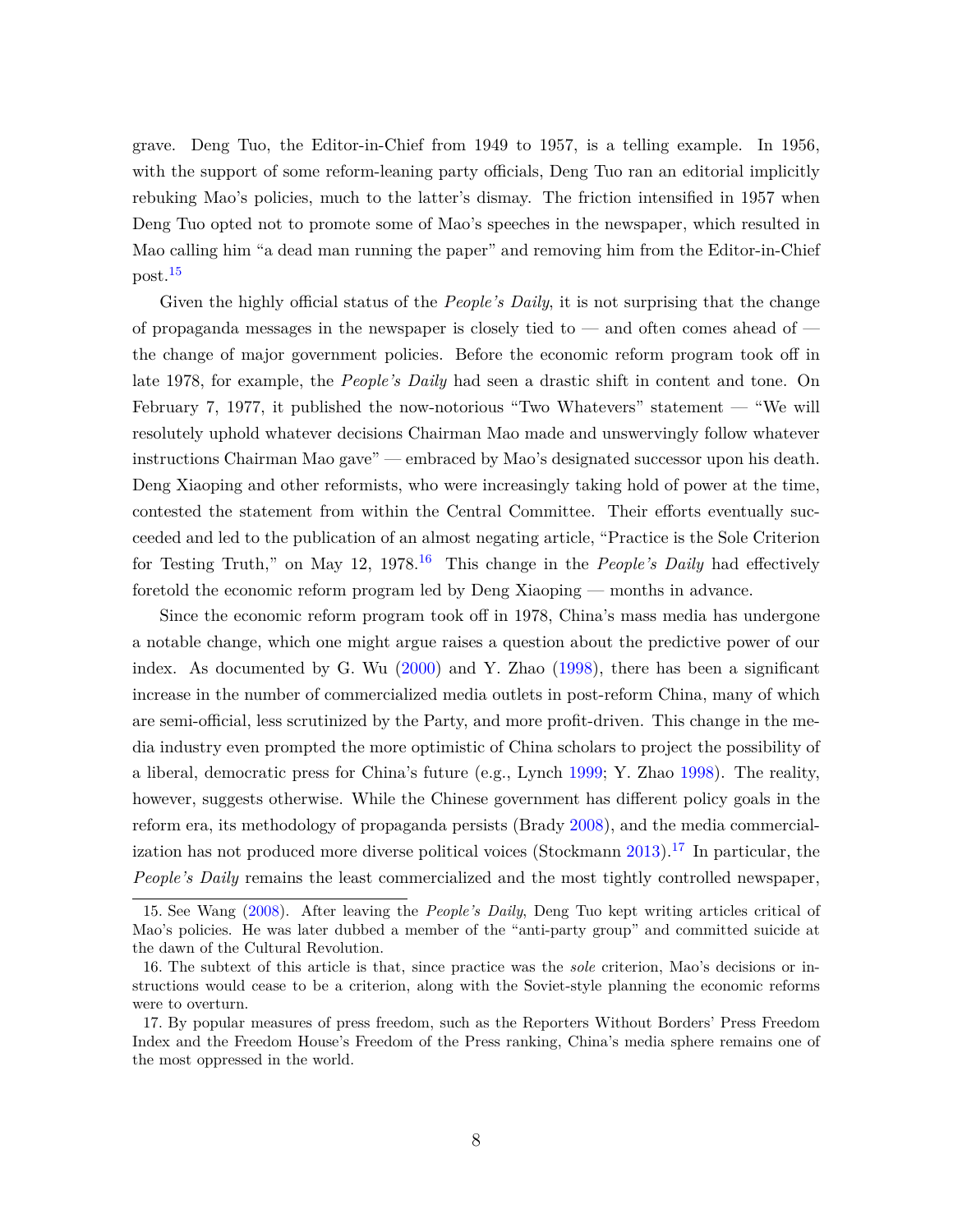grave. Deng Tuo, the Editor-in-Chief from 1949 to 1957, is a telling example. In 1956, with the support of some reform-leaning party officials, Deng Tuo ran an editorial implicitly rebuking Mao's policies, much to the latter's dismay. The friction intensified in 1957 when Deng Tuo opted not to promote some of Mao's speeches in the newspaper, which resulted in Mao calling him "a dead man running the paper" and removing him from the Editor-in-Chief post.[15]

Given the highly official status of the *People's Daily*, it is not surprising that the change of propaganda messages in the newspaper is closely tied to — and often comes ahead of — the change of major government policies. Before the economic reform program took off in late 1978, for example, the *People's Daily* had seen a drastic shift in content and tone. On February 7, 1977, it published the now-notorious "Two Whatevers" statement — "We will resolutely uphold whatever decisions Chairman Mao made and unswervingly follow whatever instructions Chairman Mao gave" — embraced by Mao's designated successor upon his death. Deng Xiaoping and other reformists, who were increasingly taking hold of power at the time, contested the statement from within the Central Committee. Their efforts eventually succeeded and led to the publication of an almost negating article, "Practice is the Sole Criterion for Testing Truth," on May 12, 1978.[16] This change in the *People's Daily* had effectively foretold the economic reform program led by Deng Xiaoping — months in advance.

Since the economic reform program took off in 1978, China's mass media has undergone a notable change, which one might argue raises a question about the predictive power of our index. As documented by G. Wu (2000) and Y. Zhao (1998), there has been a significant increase in the number of commercialized media outlets in post-reform China, many of which are semi-official, less scrutinized by the Party, and more profit-driven. This change in the media industry even prompted the more optimistic of China scholars to project the possibility of a liberal, democratic press for China's future (e.g., Lynch 1999; Y. Zhao 1998). The reality, however, suggests otherwise. While the Chinese government has different policy goals in the reform era, its methodology of propaganda persists (Brady 2008), and the media commercialization has not produced more diverse political voices (Stockmann 2013).[17] In particular, the *People's Daily* remains the least commercialized and the most tightly controlled newspaper,

---

15. See Wang (2008). After leaving the *People's Daily*, Deng Tuo kept writing articles critical of Mao's policies. He was later dubbed a member of the "anti-party group" and committed suicide at the dawn of the Cultural Revolution.

16. The subtext of this article is that, since practice was the *sole* criterion, Mao's decisions or instructions would cease to be a criterion, along with the Soviet-style planning the economic reforms were to overturn.

17. By popular measures of press freedom, such as the Reporters Without Borders' Press Freedom Index and the Freedom House's Freedom of the Press ranking, China's media sphere remains one of the most oppressed in the world.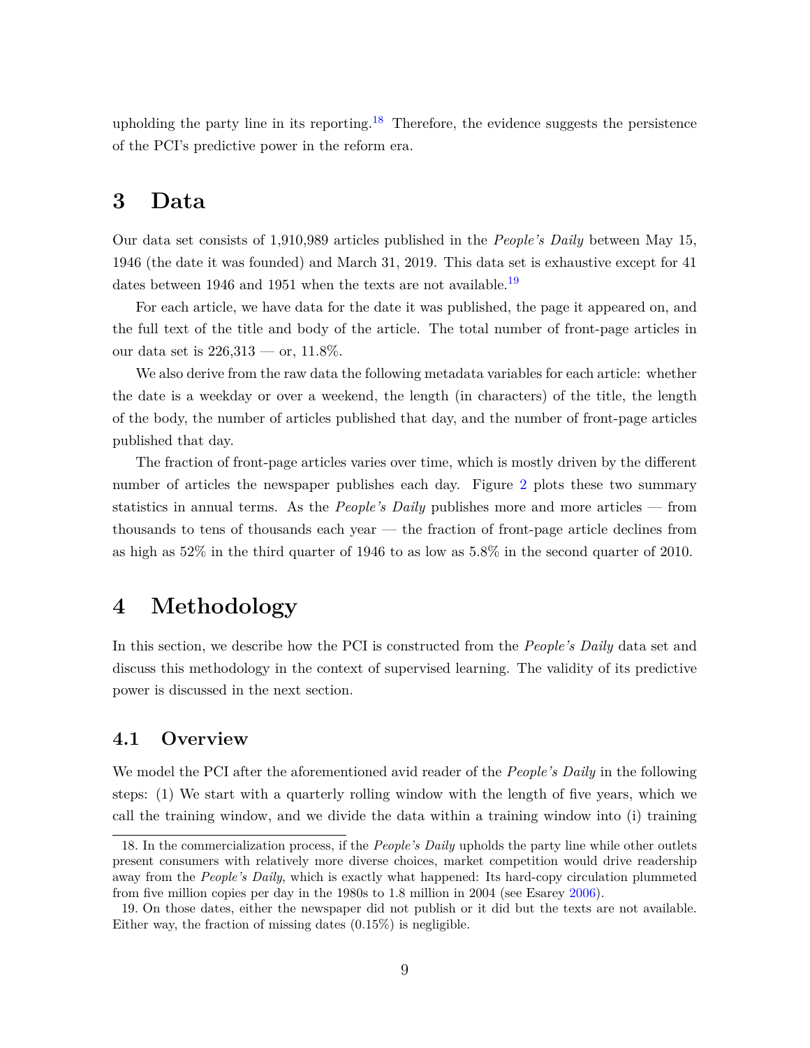upholding the party line in its reporting.[18] Therefore, the evidence suggests the persistence of the PCI's predictive power in the reform era.

# 3 Data

Our data set consists of 1,910,989 articles published in the *People's Daily* between May 15, 1946 (the date it was founded) and March 31, 2019. This data set is exhaustive except for 41 dates between 1946 and 1951 when the texts are not available.[19]

For each article, we have data for the date it was published, the page it appeared on, and the full text of the title and body of the article. The total number of front-page articles in our data set is 226,313 — or, 11.8%.

We also derive from the raw data the following metadata variables for each article: whether the date is a weekday or over a weekend, the length (in characters) of the title, the length of the body, the number of articles published that day, and the number of front-page articles published that day.

The fraction of front-page articles varies over time, which is mostly driven by the different number of articles the newspaper publishes each day. Figure 2 plots these two summary statistics in annual terms. As the *People's Daily* publishes more and more articles — from thousands to tens of thousands each year — the fraction of front-page article declines from as high as 52% in the third quarter of 1946 to as low as 5.8% in the second quarter of 2010.

# 4 Methodology

In this section, we describe how the PCI is constructed from the *People's Daily* data set and discuss this methodology in the context of supervised learning. The validity of its predictive power is discussed in the next section.

## 4.1 Overview

We model the PCI after the aforementioned avid reader of the *People's Daily* in the following steps: (1) We start with a quarterly rolling window with the length of five years, which we call the training window, and we divide the data within a training window into (i) training

18. In the commercialization process, if the *People's Daily* upholds the party line while other outlets present consumers with relatively more diverse choices, market competition would drive readership away from the *People's Daily*, which is exactly what happened: Its hard-copy circulation plummeted from five million copies per day in the 1980s to 1.8 million in 2004 (see Esarey 2006).

19. On those dates, either the newspaper did not publish or it did but the texts are not available. Either way, the fraction of missing dates (0.15%) is negligible.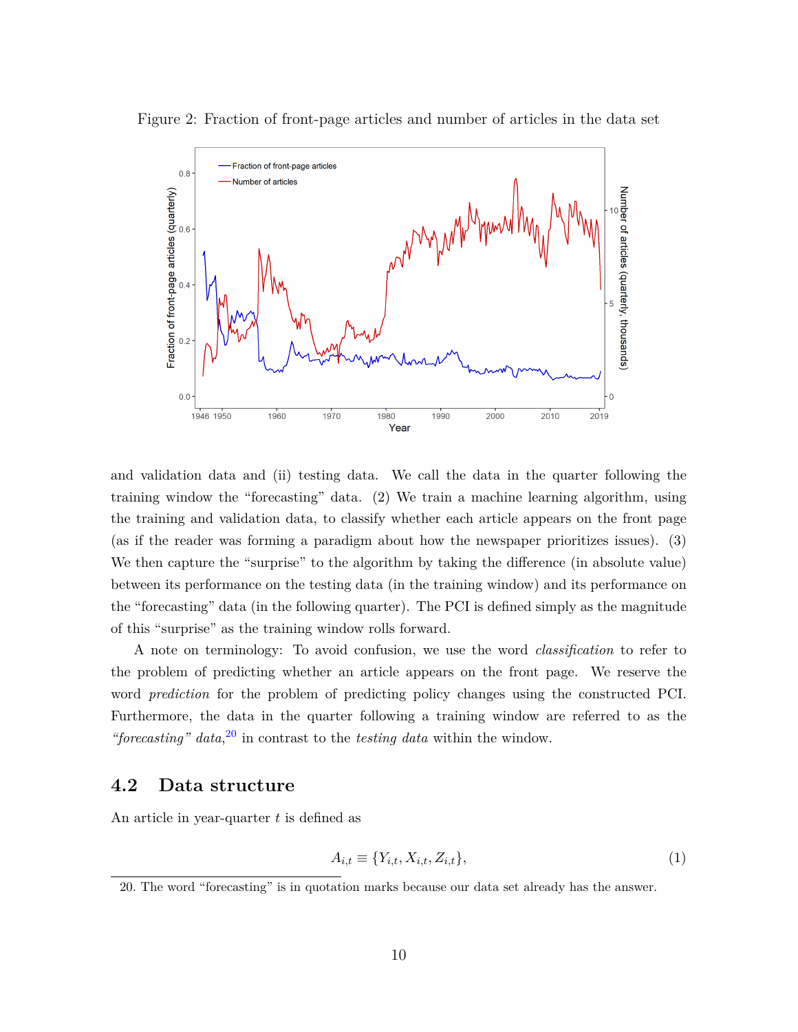Figure 2: Fraction of front-page articles and number of articles in the data set

and validation data and (ii) testing data. We call the data in the quarter following the training window the "forecasting" data. (2) We train a machine learning algorithm, using the training and validation data, to classify whether each article appears on the front page (as if the reader was forming a paradigm about how the newspaper prioritizes issues). (3) We then capture the "surprise" to the algorithm by taking the difference (in absolute value) between its performance on the testing data (in the training window) and its performance on the "forecasting" data (in the following quarter). The PCI is defined simply as the magnitude of this "surprise" as the training window rolls forward.

A note on terminology: To avoid confusion, we use the word *classification* to refer to the problem of predicting whether an article appears on the front page. We reserve the word *prediction* for the problem of predicting policy changes using the constructed PCI. Furthermore, the data in the quarter following a training window are referred to as the *"forecasting" data*,[20] in contrast to the *testing data* within the window.

## 4.2 Data structure

An article in year-quarter $t$ is defined as

$$A_{i,t} \equiv \{Y_{i,t}, X_{i,t}, Z_{i,t}\}, \tag{1}$$

20. The word "forecasting" is in quotation marks because our data set already has the answer.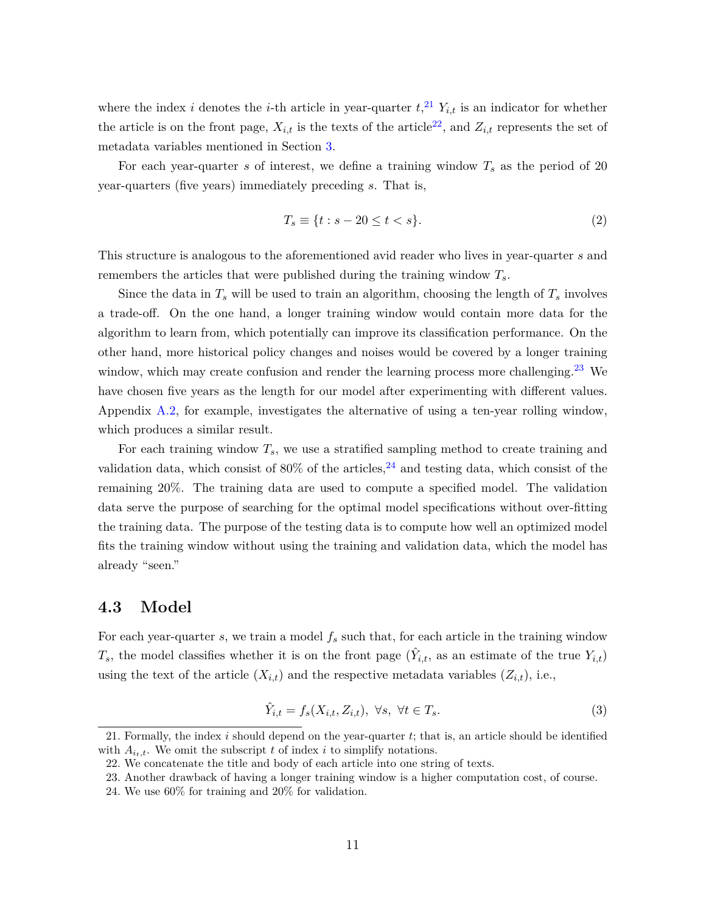where the index $i$ denotes the $i$-th article in year-quarter $t$,[21] $Y_{i,t}$ is an indicator for whether the article is on the front page, $X_{i,t}$ is the texts of the article[22], and $Z_{i,t}$ represents the set of metadata variables mentioned in Section 3.

For each year-quarter $s$ of interest, we define a training window $T_s$ as the period of 20 year-quarters (five years) immediately preceding $s$. That is,

$$T_s \equiv \{t : s - 20 \leq t < s\}. \tag{2}$$

This structure is analogous to the aforementioned avid reader who lives in year-quarter $s$ and remembers the articles that were published during the training window $T_s$.

Since the data in $T_s$ will be used to train an algorithm, choosing the length of $T_s$ involves a trade-off. On the one hand, a longer training window would contain more data for the algorithm to learn from, which potentially can improve its classification performance. On the other hand, more historical policy changes and noises would be covered by a longer training window, which may create confusion and render the learning process more challenging.[23] We have chosen five years as the length for our model after experimenting with different values. Appendix A.2, for example, investigates the alternative of using a ten-year rolling window, which produces a similar result.

For each training window $T_s$, we use a stratified sampling method to create training and validation data, which consist of 80% of the articles,[24] and testing data, which consist of the remaining 20%. The training data are used to compute a specified model. The validation data serve the purpose of searching for the optimal model specifications without over-fitting the training data. The purpose of the testing data is to compute how well an optimized model fits the training window without using the training and validation data, which the model has already "seen."

## 4.3 Model

For each year-quarter $s$, we train a model $f_s$ such that, for each article in the training window $T_s$, the model classifies whether it is on the front page ($\hat{Y}_{i,t}$, as an estimate of the true $Y_{i,t}$) using the text of the article ($X_{i,t}$) and the respective metadata variables ($Z_{i,t}$), i.e.,

$$\hat{Y}_{i,t} = f_s(X_{i,t}, Z_{i,t}), \ \forall s, \ \forall t \in T_s. \tag{3}$$

21. Formally, the index $i$ should depend on the year-quarter $t$; that is, an article should be identified with $A_{i_t,t}$. We omit the subscript $t$ of index $i$ to simplify notations.

22. We concatenate the title and body of each article into one string of texts.

23. Another drawback of having a longer training window is a higher computation cost, of course.

24. We use 60% for training and 20% for validation.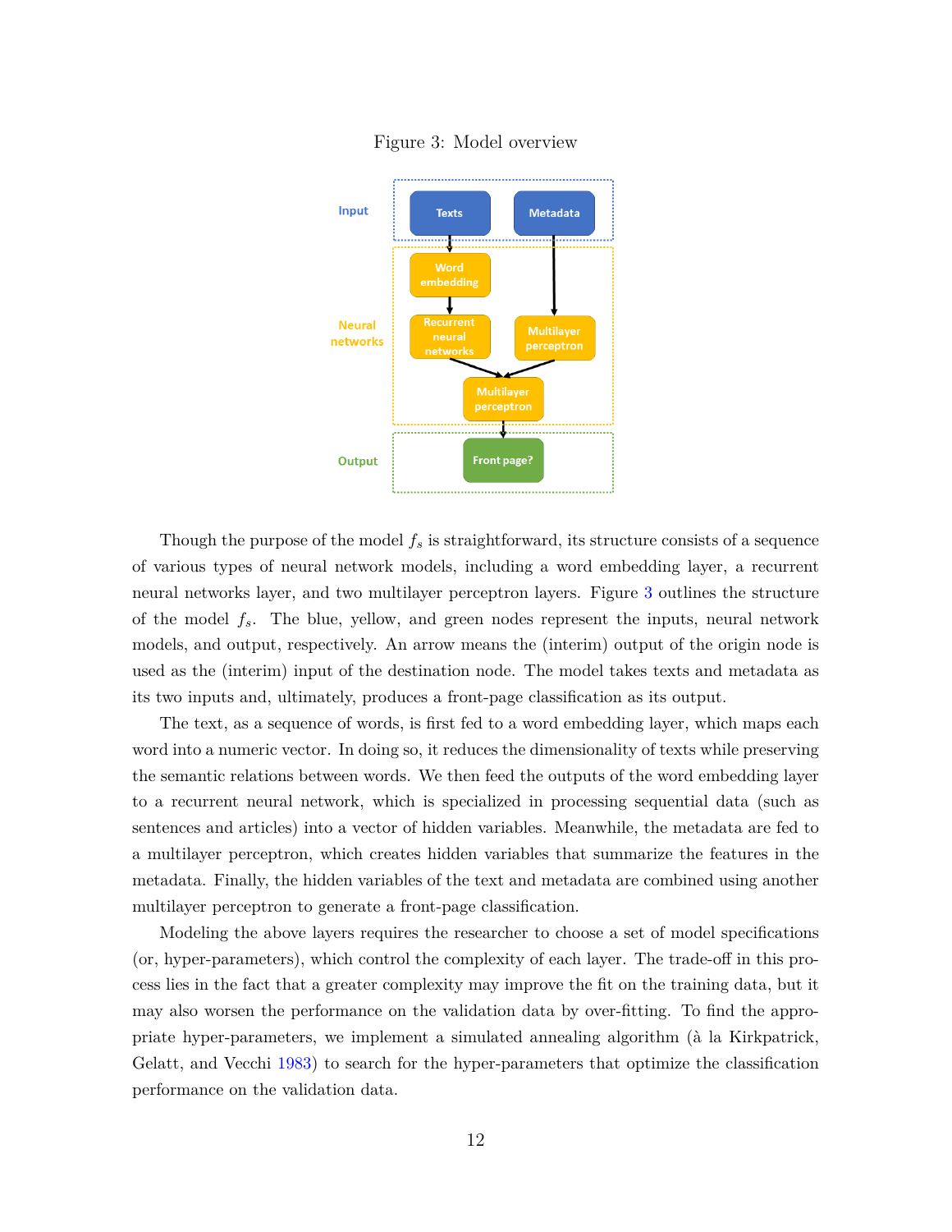Figure 3: Model overview

Though the purpose of the model $f_s$ is straightforward, its structure consists of a sequence of various types of neural network models, including a word embedding layer, a recurrent neural networks layer, and two multilayer perceptron layers. Figure 3 outlines the structure of the model $f_s$. The blue, yellow, and green nodes represent the inputs, neural network models, and output, respectively. An arrow means the (interim) output of the origin node is used as the (interim) input of the destination node. The model takes texts and metadata as its two inputs and, ultimately, produces a front-page classification as its output.

The text, as a sequence of words, is first fed to a word embedding layer, which maps each word into a numeric vector. In doing so, it reduces the dimensionality of texts while preserving the semantic relations between words. We then feed the outputs of the word embedding layer to a recurrent neural network, which is specialized in processing sequential data (such as sentences and articles) into a vector of hidden variables. Meanwhile, the metadata are fed to a multilayer perceptron, which creates hidden variables that summarize the features in the metadata. Finally, the hidden variables of the text and metadata are combined using another multilayer perceptron to generate a front-page classification.

Modeling the above layers requires the researcher to choose a set of model specifications (or, hyper-parameters), which control the complexity of each layer. The trade-off in this process lies in the fact that a greater complexity may improve the fit on the training data, but it may also worsen the performance on the validation data by over-fitting. To find the appropriate hyper-parameters, we implement a simulated annealing algorithm (à la Kirkpatrick, Gelatt, and Vecchi 1983) to search for the hyper-parameters that optimize the classification performance on the validation data.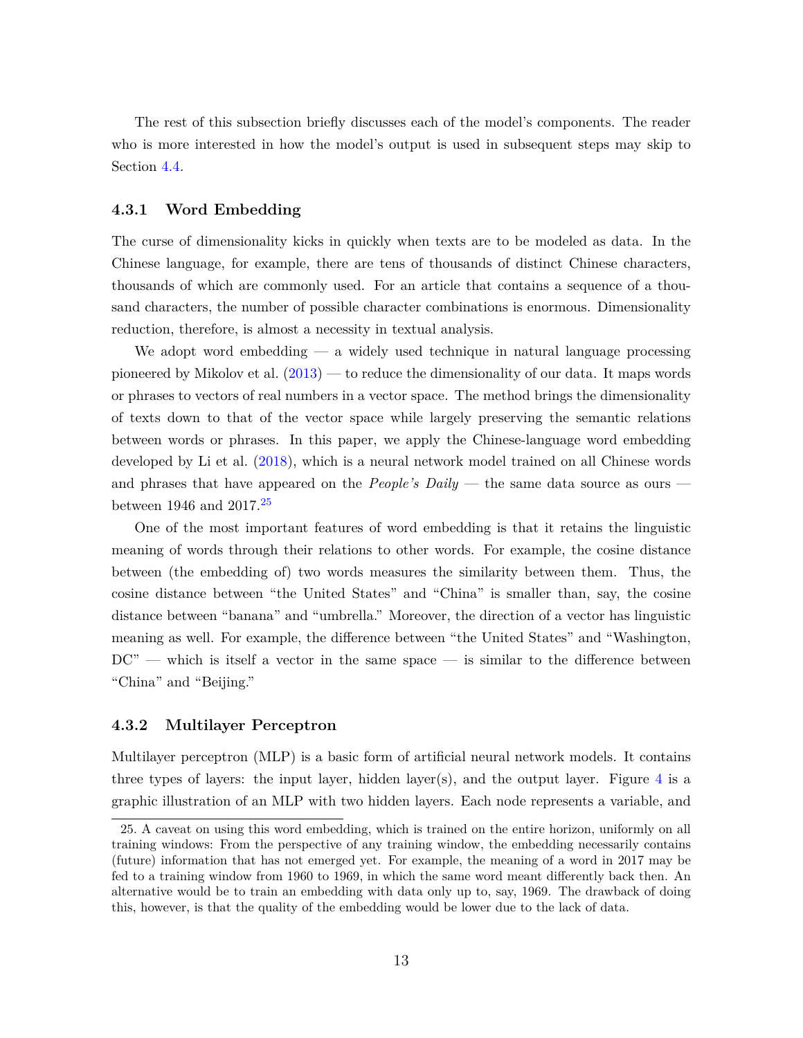The rest of this subsection briefly discusses each of the model's components. The reader who is more interested in how the model's output is used in subsequent steps may skip to Section 4.4.

### 4.3.1 Word Embedding

The curse of dimensionality kicks in quickly when texts are to be modeled as data. In the Chinese language, for example, there are tens of thousands of distinct Chinese characters, thousands of which are commonly used. For an article that contains a sequence of a thousand characters, the number of possible character combinations is enormous. Dimensionality reduction, therefore, is almost a necessity in textual analysis.

We adopt word embedding — a widely used technique in natural language processing pioneered by Mikolov et al. (2013) — to reduce the dimensionality of our data. It maps words or phrases to vectors of real numbers in a vector space. The method brings the dimensionality of texts down to that of the vector space while largely preserving the semantic relations between words or phrases. In this paper, we apply the Chinese-language word embedding developed by Li et al. (2018), which is a neural network model trained on all Chinese words and phrases that have appeared on the *People's Daily* — the same data source as ours — between 1946 and 2017.[25]

One of the most important features of word embedding is that it retains the linguistic meaning of words through their relations to other words. For example, the cosine distance between (the embedding of) two words measures the similarity between them. Thus, the cosine distance between "the United States" and "China" is smaller than, say, the cosine distance between "banana" and "umbrella." Moreover, the direction of a vector has linguistic meaning as well. For example, the difference between "the United States" and "Washington, DC" — which is itself a vector in the same space — is similar to the difference between "China" and "Beijing."

### 4.3.2 Multilayer Perceptron

Multilayer perceptron (MLP) is a basic form of artificial neural network models. It contains three types of layers: the input layer, hidden layer(s), and the output layer. Figure 4 is a graphic illustration of an MLP with two hidden layers. Each node represents a variable, and

---

25. A caveat on using this word embedding, which is trained on the entire horizon, uniformly on all training windows: From the perspective of any training window, the embedding necessarily contains (future) information that has not emerged yet. For example, the meaning of a word in 2017 may be fed to a training window from 1960 to 1969, in which the same word meant differently back then. An alternative would be to train an embedding with data only up to, say, 1969. The drawback of doing this, however, is that the quality of the embedding would be lower due to the lack of data.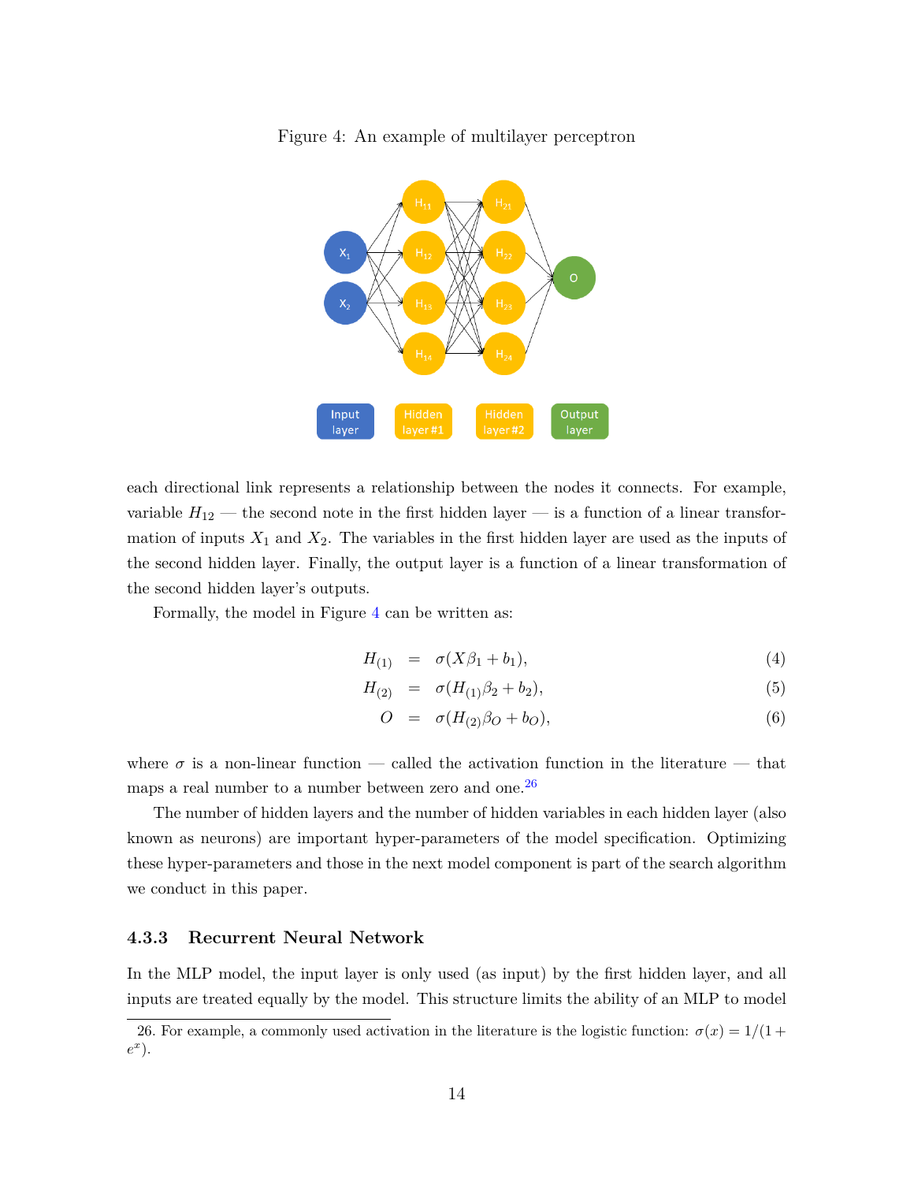Figure 4: An example of multilayer perceptron

each directional link represents a relationship between the nodes it connects. For example, variable $H_{12}$ — the second note in the first hidden layer — is a function of a linear transformation of inputs $X_1$ and $X_2$. The variables in the first hidden layer are used as the inputs of the second hidden layer. Finally, the output layer is a function of a linear transformation of the second hidden layer's outputs.

Formally, the model in Figure 4 can be written as:

$$H_{(1)} = \sigma(X\beta_1 + b_1), \tag{4}$$

$$H_{(2)} = \sigma(H_{(1)}\beta_2 + b_2), \tag{5}$$

$$O = \sigma(H_{(2)}\beta_O + b_O), \tag{6}$$

where $\sigma$ is a non-linear function — called the activation function in the literature — that maps a real number to a number between zero and one.[26]

The number of hidden layers and the number of hidden variables in each hidden layer (also known as neurons) are important hyper-parameters of the model specification. Optimizing these hyper-parameters and those in the next model component is part of the search algorithm we conduct in this paper.

### 4.3.3 Recurrent Neural Network

In the MLP model, the input layer is only used (as input) by the first hidden layer, and all inputs are treated equally by the model. This structure limits the ability of an MLP to model

26. For example, a commonly used activation in the literature is the logistic function: $\sigma(x) = 1/(1 + e^x)$.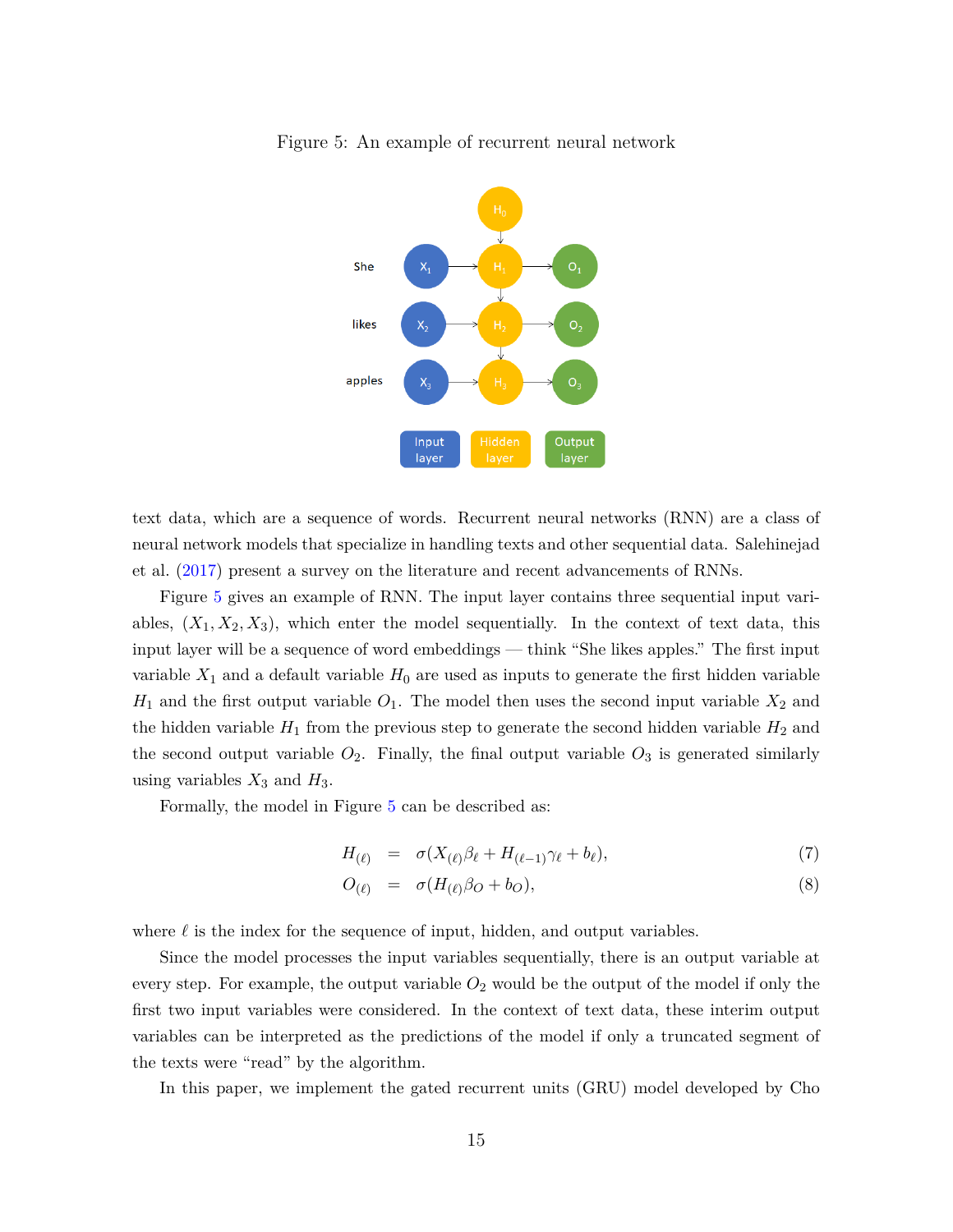Figure 5: An example of recurrent neural network

text data, which are a sequence of words. Recurrent neural networks (RNN) are a class of neural network models that specialize in handling texts and other sequential data. Salehinejad et al. (2017) present a survey on the literature and recent advancements of RNNs.

Figure 5 gives an example of RNN. The input layer contains three sequential input variables, $(X_1, X_2, X_3)$, which enter the model sequentially. In the context of text data, this input layer will be a sequence of word embeddings — think "She likes apples." The first input variable $X_1$ and a default variable $H_0$ are used as inputs to generate the first hidden variable $H_1$ and the first output variable $O_1$. The model then uses the second input variable $X_2$ and the hidden variable $H_1$ from the previous step to generate the second hidden variable $H_2$ and the second output variable $O_2$. Finally, the final output variable $O_3$ is generated similarly using variables $X_3$ and $H_3$.

Formally, the model in Figure 5 can be described as:

$$H_{(\ell)} = \sigma(X_{(\ell)}\beta_\ell + H_{(\ell-1)}\gamma_\ell + b_\ell), \tag{7}$$

$$O_{(\ell)} = \sigma(H_{(\ell)}\beta_O + b_O), \tag{8}$$

where $\ell$ is the index for the sequence of input, hidden, and output variables.

Since the model processes the input variables sequentially, there is an output variable at every step. For example, the output variable $O_2$ would be the output of the model if only the first two input variables were considered. In the context of text data, these interim output variables can be interpreted as the predictions of the model if only a truncated segment of the texts were "read" by the algorithm.

In this paper, we implement the gated recurrent units (GRU) model developed by Cho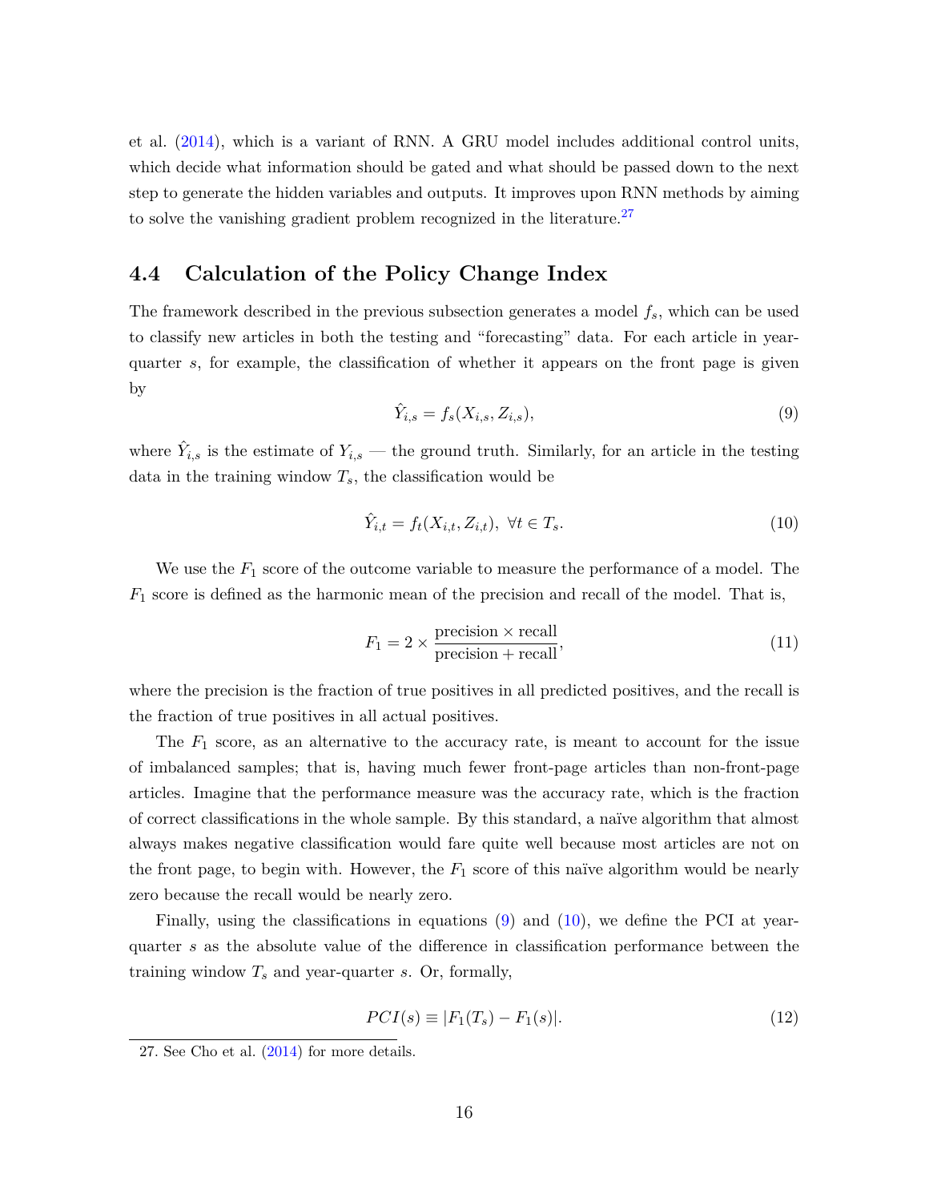et al. (2014), which is a variant of RNN. A GRU model includes additional control units, which decide what information should be gated and what should be passed down to the next step to generate the hidden variables and outputs. It improves upon RNN methods by aiming to solve the vanishing gradient problem recognized in the literature.[27]

## 4.4 Calculation of the Policy Change Index

The framework described in the previous subsection generates a model $f_s$, which can be used to classify new articles in both the testing and "forecasting" data. For each article in year-quarter $s$, for example, the classification of whether it appears on the front page is given by

$$\hat{Y}_{i,s} = f_s(X_{i,s}, Z_{i,s}), \tag{9}$$

where $\hat{Y}_{i,s}$ is the estimate of $Y_{i,s}$ — the ground truth. Similarly, for an article in the testing data in the training window $T_s$, the classification would be

$$\hat{Y}_{i,t} = f_t(X_{i,t}, Z_{i,t}),\ \forall t \in T_s. \tag{10}$$

We use the $F_1$ score of the outcome variable to measure the performance of a model. The $F_1$ score is defined as the harmonic mean of the precision and recall of the model. That is,

$$F_1 = 2 \times \frac{\text{precision} \times \text{recall}}{\text{precision} + \text{recall}}, \tag{11}$$

where the precision is the fraction of true positives in all predicted positives, and the recall is the fraction of true positives in all actual positives.

The $F_1$ score, as an alternative to the accuracy rate, is meant to account for the issue of imbalanced samples; that is, having much fewer front-page articles than non-front-page articles. Imagine that the performance measure was the accuracy rate, which is the fraction of correct classifications in the whole sample. By this standard, a naïve algorithm that almost always makes negative classification would fare quite well because most articles are not on the front page, to begin with. However, the $F_1$ score of this naïve algorithm would be nearly zero because the recall would be nearly zero.

Finally, using the classifications in equations (9) and (10), we define the PCI at year-quarter $s$ as the absolute value of the difference in classification performance between the training window $T_s$ and year-quarter $s$. Or, formally,

$$PCI(s) \equiv |F_1(T_s) - F_1(s)|. \tag{12}$$

27. See Cho et al. (2014) for more details.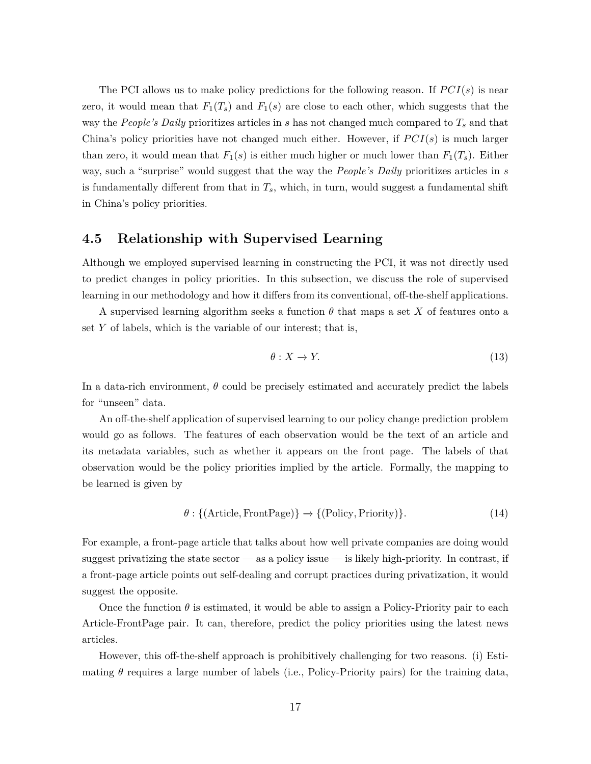The PCI allows us to make policy predictions for the following reason. If $PCI(s)$ is near zero, it would mean that $F_1(T_s)$ and $F_1(s)$ are close to each other, which suggests that the way the *People's Daily* prioritizes articles in $s$ has not changed much compared to $T_s$ and that China's policy priorities have not changed much either. However, if $PCI(s)$ is much larger than zero, it would mean that $F_1(s)$ is either much higher or much lower than $F_1(T_s)$. Either way, such a "surprise" would suggest that the way the *People's Daily* prioritizes articles in $s$ is fundamentally different from that in $T_s$, which, in turn, would suggest a fundamental shift in China's policy priorities.

### 4.5 Relationship with Supervised Learning

Although we employed supervised learning in constructing the PCI, it was not directly used to predict changes in policy priorities. In this subsection, we discuss the role of supervised learning in our methodology and how it differs from its conventional, off-the-shelf applications.

A supervised learning algorithm seeks a function $\theta$ that maps a set $X$ of features onto a set $Y$ of labels, which is the variable of our interest; that is,

$$\theta : X \to Y. \tag{13}$$

In a data-rich environment, $\theta$ could be precisely estimated and accurately predict the labels for "unseen" data.

An off-the-shelf application of supervised learning to our policy change prediction problem would go as follows. The features of each observation would be the text of an article and its metadata variables, such as whether it appears on the front page. The labels of that observation would be the policy priorities implied by the article. Formally, the mapping to be learned is given by

$$\theta : \{(\text{Article}, \text{FrontPage})\} \to \{(\text{Policy}, \text{Priority})\}. \tag{14}$$

For example, a front-page article that talks about how well private companies are doing would suggest privatizing the state sector — as a policy issue — is likely high-priority. In contrast, if a front-page article points out self-dealing and corrupt practices during privatization, it would suggest the opposite.

Once the function $\theta$ is estimated, it would be able to assign a Policy-Priority pair to each Article-FrontPage pair. It can, therefore, predict the policy priorities using the latest news articles.

However, this off-the-shelf approach is prohibitively challenging for two reasons. (i) Estimating $\theta$ requires a large number of labels (i.e., Policy-Priority pairs) for the training data,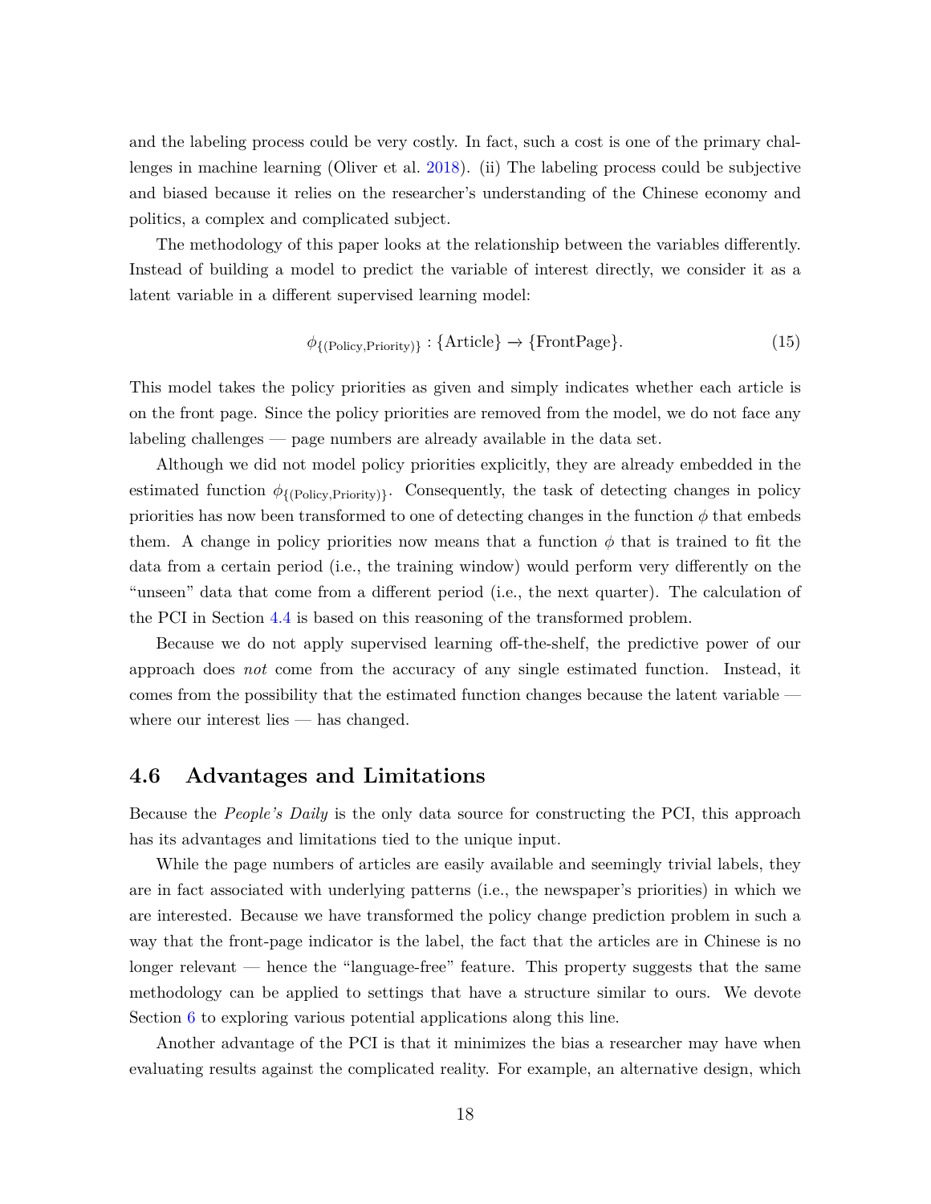and the labeling process could be very costly. In fact, such a cost is one of the primary challenges in machine learning (Oliver et al. 2018). (ii) The labeling process could be subjective and biased because it relies on the researcher's understanding of the Chinese economy and politics, a complex and complicated subject.

The methodology of this paper looks at the relationship between the variables differently. Instead of building a model to predict the variable of interest directly, we consider it as a latent variable in a different supervised learning model:

$$\phi_{\{(\text{Policy},\text{Priority})\}} : \{\text{Article}\} \to \{\text{FrontPage}\}. \tag{15}$$

This model takes the policy priorities as given and simply indicates whether each article is on the front page. Since the policy priorities are removed from the model, we do not face any labeling challenges — page numbers are already available in the data set.

Although we did not model policy priorities explicitly, they are already embedded in the estimated function $\phi_{\{(\text{Policy},\text{Priority})\}}$. Consequently, the task of detecting changes in policy priorities has now been transformed to one of detecting changes in the function $\phi$ that embeds them. A change in policy priorities now means that a function $\phi$ that is trained to fit the data from a certain period (i.e., the training window) would perform very differently on the "unseen" data that come from a different period (i.e., the next quarter). The calculation of the PCI in Section 4.4 is based on this reasoning of the transformed problem.

Because we do not apply supervised learning off-the-shelf, the predictive power of our approach does *not* come from the accuracy of any single estimated function. Instead, it comes from the possibility that the estimated function changes because the latent variable — where our interest lies — has changed.

## 4.6 Advantages and Limitations

Because the *People's Daily* is the only data source for constructing the PCI, this approach has its advantages and limitations tied to the unique input.

While the page numbers of articles are easily available and seemingly trivial labels, they are in fact associated with underlying patterns (i.e., the newspaper's priorities) in which we are interested. Because we have transformed the policy change prediction problem in such a way that the front-page indicator is the label, the fact that the articles are in Chinese is no longer relevant — hence the "language-free" feature. This property suggests that the same methodology can be applied to settings that have a structure similar to ours. We devote Section 6 to exploring various potential applications along this line.

Another advantage of the PCI is that it minimizes the bias a researcher may have when evaluating results against the complicated reality. For example, an alternative design, which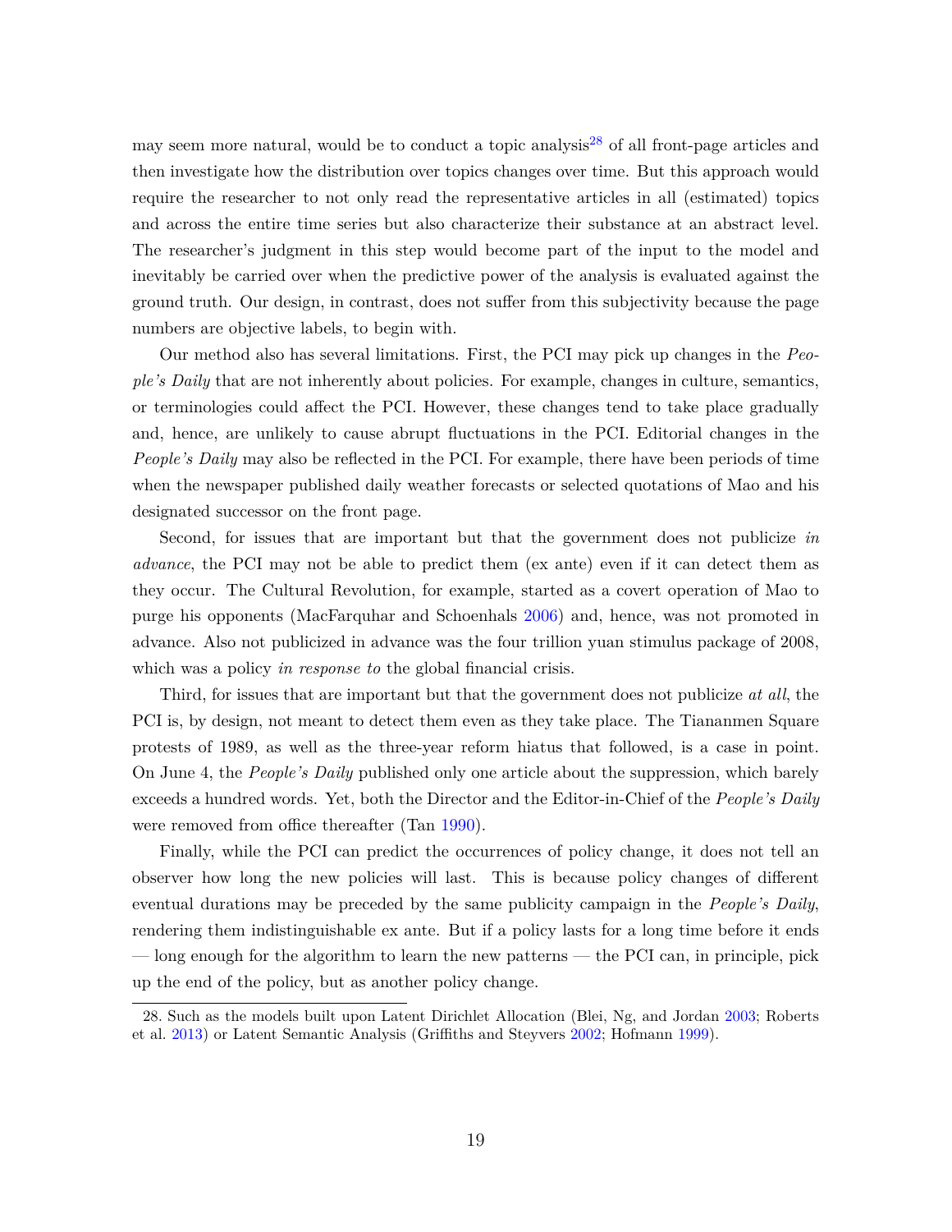may seem more natural, would be to conduct a topic analysis[28] of all front-page articles and then investigate how the distribution over topics changes over time. But this approach would require the researcher to not only read the representative articles in all (estimated) topics and across the entire time series but also characterize their substance at an abstract level. The researcher's judgment in this step would become part of the input to the model and inevitably be carried over when the predictive power of the analysis is evaluated against the ground truth. Our design, in contrast, does not suffer from this subjectivity because the page numbers are objective labels, to begin with.

Our method also has several limitations. First, the PCI may pick up changes in the *People's Daily* that are not inherently about policies. For example, changes in culture, semantics, or terminologies could affect the PCI. However, these changes tend to take place gradually and, hence, are unlikely to cause abrupt fluctuations in the PCI. Editorial changes in the *People's Daily* may also be reflected in the PCI. For example, there have been periods of time when the newspaper published daily weather forecasts or selected quotations of Mao and his designated successor on the front page.

Second, for issues that are important but that the government does not publicize *in advance*, the PCI may not be able to predict them (ex ante) even if it can detect them as they occur. The Cultural Revolution, for example, started as a covert operation of Mao to purge his opponents (MacFarquhar and Schoenhals 2006) and, hence, was not promoted in advance. Also not publicized in advance was the four trillion yuan stimulus package of 2008, which was a policy *in response to* the global financial crisis.

Third, for issues that are important but that the government does not publicize *at all*, the PCI is, by design, not meant to detect them even as they take place. The Tiananmen Square protests of 1989, as well as the three-year reform hiatus that followed, is a case in point. On June 4, the *People's Daily* published only one article about the suppression, which barely exceeds a hundred words. Yet, both the Director and the Editor-in-Chief of the *People's Daily* were removed from office thereafter (Tan 1990).

Finally, while the PCI can predict the occurrences of policy change, it does not tell an observer how long the new policies will last. This is because policy changes of different eventual durations may be preceded by the same publicity campaign in the *People's Daily*, rendering them indistinguishable ex ante. But if a policy lasts for a long time before it ends — long enough for the algorithm to learn the new patterns — the PCI can, in principle, pick up the end of the policy, but as another policy change.

28. Such as the models built upon Latent Dirichlet Allocation (Blei, Ng, and Jordan 2003; Roberts et al. 2013) or Latent Semantic Analysis (Griffiths and Steyvers 2002; Hofmann 1999).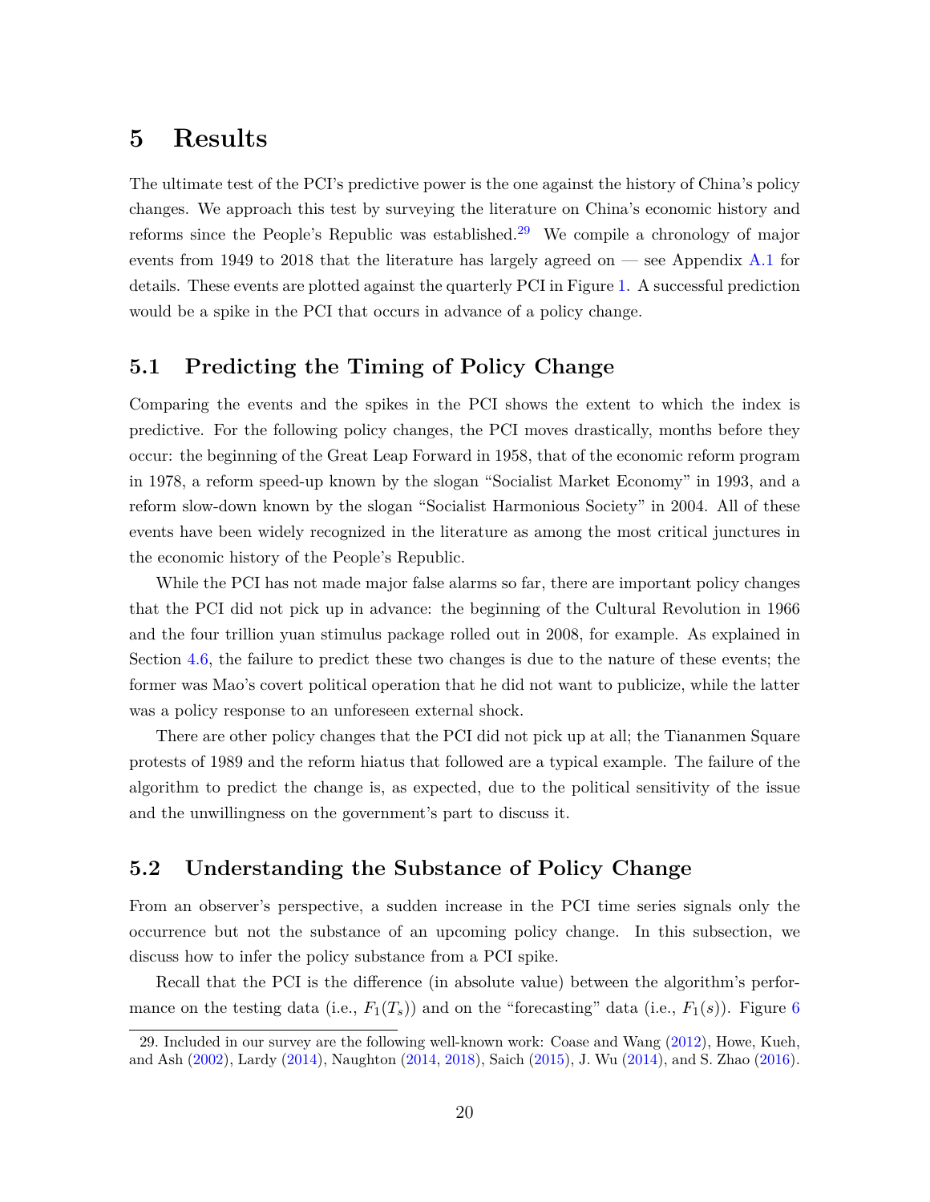# 5 Results

The ultimate test of the PCI's predictive power is the one against the history of China's policy changes. We approach this test by surveying the literature on China's economic history and reforms since the People's Republic was established.[29] We compile a chronology of major events from 1949 to 2018 that the literature has largely agreed on — see Appendix A.1 for details. These events are plotted against the quarterly PCI in Figure 1. A successful prediction would be a spike in the PCI that occurs in advance of a policy change.

## 5.1 Predicting the Timing of Policy Change

Comparing the events and the spikes in the PCI shows the extent to which the index is predictive. For the following policy changes, the PCI moves drastically, months before they occur: the beginning of the Great Leap Forward in 1958, that of the economic reform program in 1978, a reform speed-up known by the slogan "Socialist Market Economy" in 1993, and a reform slow-down known by the slogan "Socialist Harmonious Society" in 2004. All of these events have been widely recognized in the literature as among the most critical junctures in the economic history of the People's Republic.

While the PCI has not made major false alarms so far, there are important policy changes that the PCI did not pick up in advance: the beginning of the Cultural Revolution in 1966 and the four trillion yuan stimulus package rolled out in 2008, for example. As explained in Section 4.6, the failure to predict these two changes is due to the nature of these events; the former was Mao's covert political operation that he did not want to publicize, while the latter was a policy response to an unforeseen external shock.

There are other policy changes that the PCI did not pick up at all; the Tiananmen Square protests of 1989 and the reform hiatus that followed are a typical example. The failure of the algorithm to predict the change is, as expected, due to the political sensitivity of the issue and the unwillingness on the government's part to discuss it.

## 5.2 Understanding the Substance of Policy Change

From an observer's perspective, a sudden increase in the PCI time series signals only the occurrence but not the substance of an upcoming policy change. In this subsection, we discuss how to infer the policy substance from a PCI spike.

Recall that the PCI is the difference (in absolute value) between the algorithm's performance on the testing data (i.e., $F_1(T_s)$) and on the "forecasting" data (i.e., $F_1(s)$). Figure 6

---

29. Included in our survey are the following well-known work: Coase and Wang (2012), Howe, Kueh, and Ash (2002), Lardy (2014), Naughton (2014, 2018), Saich (2015), J. Wu (2014), and S. Zhao (2016).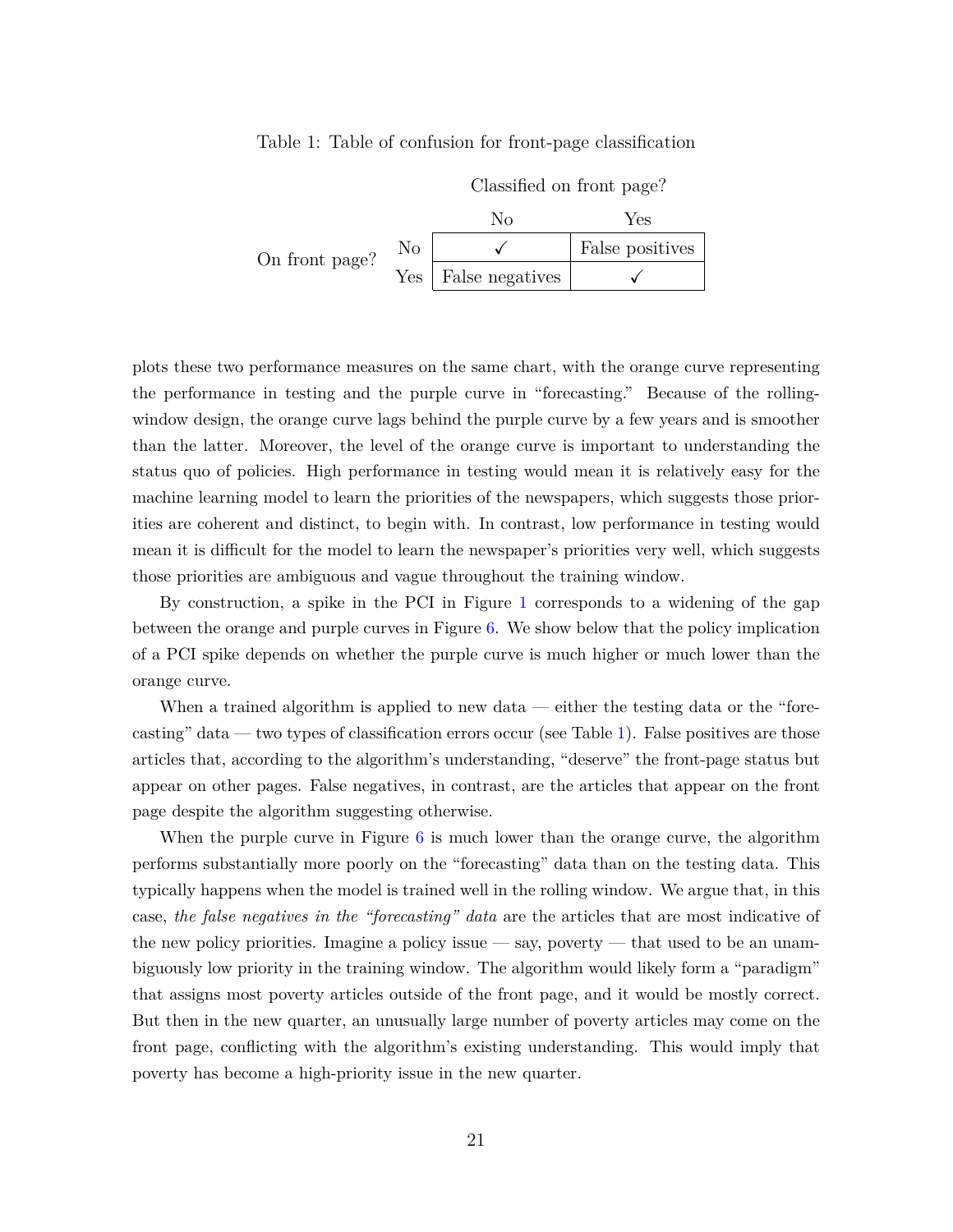Table 1: Table of confusion for front-page classification

| | | Classified on front page? | |
|---|---|---|---|
| | | No | Yes |
| On front page? | No | ✓ | False positives |
| | Yes | False negatives | ✓ |

plots these two performance measures on the same chart, with the orange curve representing the performance in testing and the purple curve in "forecasting." Because of the rolling-window design, the orange curve lags behind the purple curve by a few years and is smoother than the latter. Moreover, the level of the orange curve is important to understanding the status quo of policies. High performance in testing would mean it is relatively easy for the machine learning model to learn the priorities of the newspapers, which suggests those priorities are coherent and distinct, to begin with. In contrast, low performance in testing would mean it is difficult for the model to learn the newspaper's priorities very well, which suggests those priorities are ambiguous and vague throughout the training window.

By construction, a spike in the PCI in Figure 1 corresponds to a widening of the gap between the orange and purple curves in Figure 6. We show below that the policy implication of a PCI spike depends on whether the purple curve is much higher or much lower than the orange curve.

When a trained algorithm is applied to new data — either the testing data or the "forecasting" data — two types of classification errors occur (see Table 1). False positives are those articles that, according to the algorithm's understanding, "deserve" the front-page status but appear on other pages. False negatives, in contrast, are the articles that appear on the front page despite the algorithm suggesting otherwise.

When the purple curve in Figure 6 is much lower than the orange curve, the algorithm performs substantially more poorly on the "forecasting" data than on the testing data. This typically happens when the model is trained well in the rolling window. We argue that, in this case, *the false negatives in the "forecasting" data* are the articles that are most indicative of the new policy priorities. Imagine a policy issue — say, poverty — that used to be an unambiguously low priority in the training window. The algorithm would likely form a "paradigm" that assigns most poverty articles outside of the front page, and it would be mostly correct. But then in the new quarter, an unusually large number of poverty articles may come on the front page, conflicting with the algorithm's existing understanding. This would imply that poverty has become a high-priority issue in the new quarter.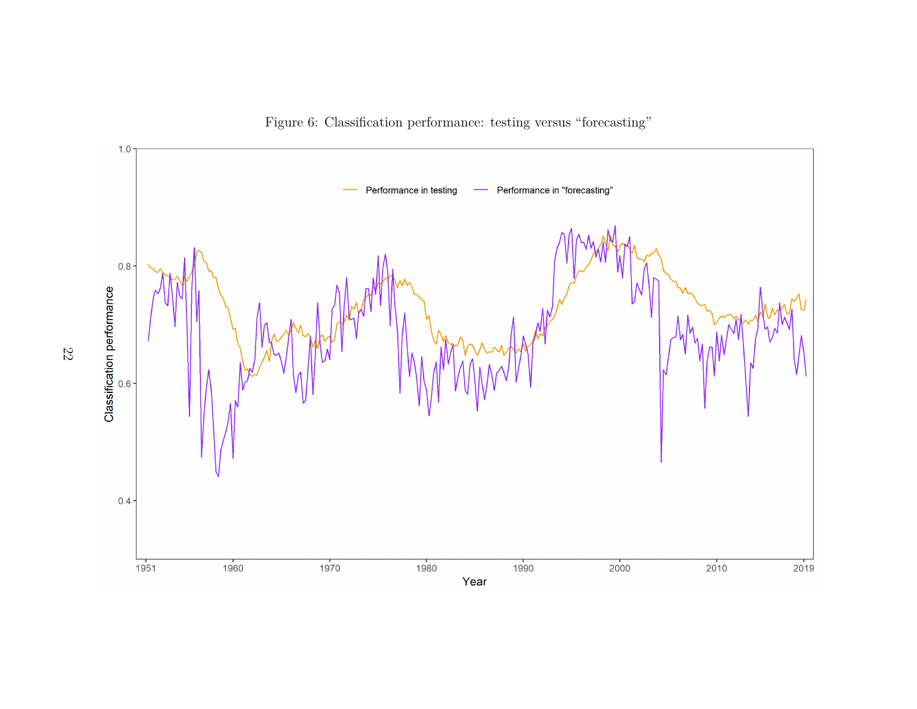Figure 6: Classification performance: testing versus "forecasting"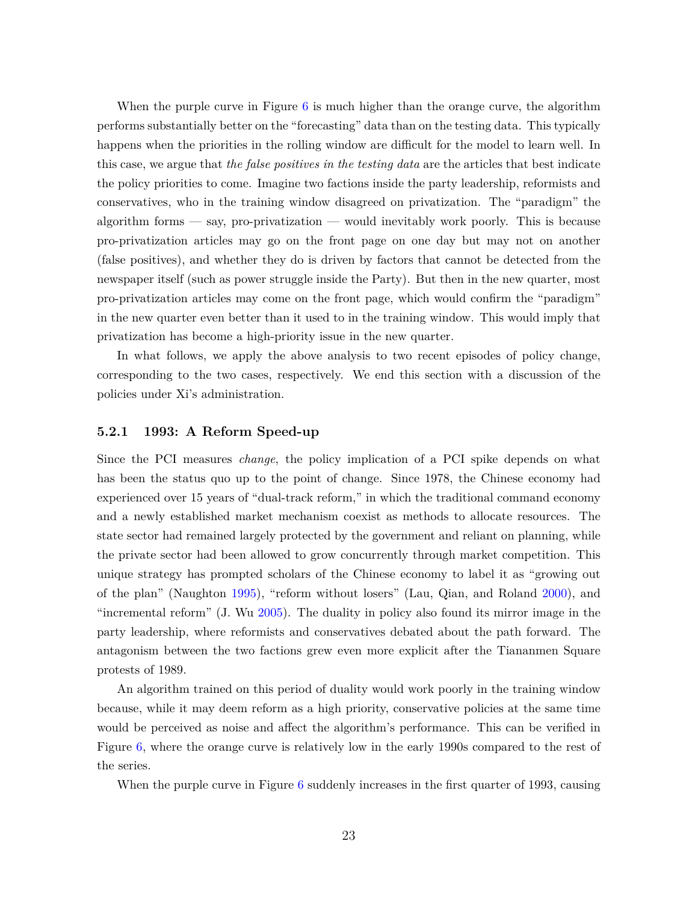When the purple curve in Figure 6 is much higher than the orange curve, the algorithm performs substantially better on the "forecasting" data than on the testing data. This typically happens when the priorities in the rolling window are difficult for the model to learn well. In this case, we argue that *the false positives in the testing data* are the articles that best indicate the policy priorities to come. Imagine two factions inside the party leadership, reformists and conservatives, who in the training window disagreed on privatization. The "paradigm" the algorithm forms — say, pro-privatization — would inevitably work poorly. This is because pro-privatization articles may go on the front page on one day but may not on another (false positives), and whether they do is driven by factors that cannot be detected from the newspaper itself (such as power struggle inside the Party). But then in the new quarter, most pro-privatization articles may come on the front page, which would confirm the "paradigm" in the new quarter even better than it used to in the training window. This would imply that privatization has become a high-priority issue in the new quarter.

In what follows, we apply the above analysis to two recent episodes of policy change, corresponding to the two cases, respectively. We end this section with a discussion of the policies under Xi's administration.

#### 5.2.1 1993: A Reform Speed-up

Since the PCI measures *change*, the policy implication of a PCI spike depends on what has been the status quo up to the point of change. Since 1978, the Chinese economy had experienced over 15 years of "dual-track reform," in which the traditional command economy and a newly established market mechanism coexist as methods to allocate resources. The state sector had remained largely protected by the government and reliant on planning, while the private sector had been allowed to grow concurrently through market competition. This unique strategy has prompted scholars of the Chinese economy to label it as "growing out of the plan" (Naughton 1995), "reform without losers" (Lau, Qian, and Roland 2000), and "incremental reform" (J. Wu 2005). The duality in policy also found its mirror image in the party leadership, where reformists and conservatives debated about the path forward. The antagonism between the two factions grew even more explicit after the Tiananmen Square protests of 1989.

An algorithm trained on this period of duality would work poorly in the training window because, while it may deem reform as a high priority, conservative policies at the same time would be perceived as noise and affect the algorithm's performance. This can be verified in Figure 6, where the orange curve is relatively low in the early 1990s compared to the rest of the series.

When the purple curve in Figure 6 suddenly increases in the first quarter of 1993, causing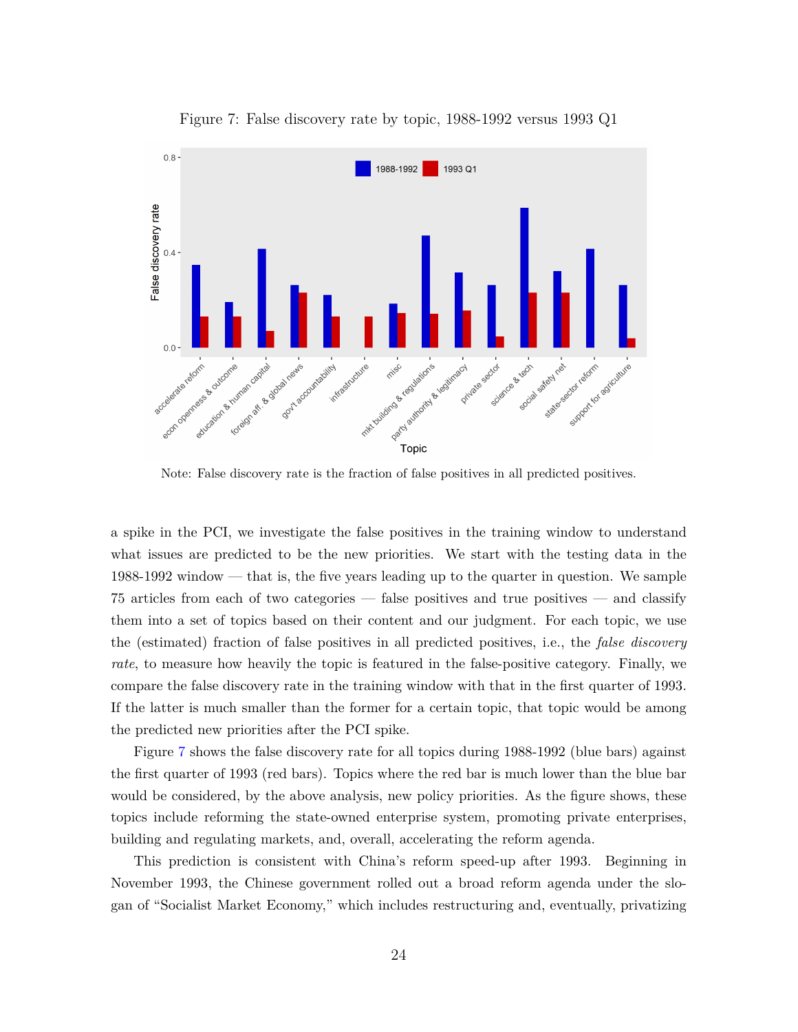Figure 7: False discovery rate by topic, 1988-1992 versus 1993 Q1

Note: False discovery rate is the fraction of false positives in all predicted positives.

a spike in the PCI, we investigate the false positives in the training window to understand what issues are predicted to be the new priorities. We start with the testing data in the 1988-1992 window — that is, the five years leading up to the quarter in question. We sample 75 articles from each of two categories — false positives and true positives — and classify them into a set of topics based on their content and our judgment. For each topic, we use the (estimated) fraction of false positives in all predicted positives, i.e., the *false discovery rate*, to measure how heavily the topic is featured in the false-positive category. Finally, we compare the false discovery rate in the training window with that in the first quarter of 1993. If the latter is much smaller than the former for a certain topic, that topic would be among the predicted new priorities after the PCI spike.

Figure 7 shows the false discovery rate for all topics during 1988-1992 (blue bars) against the first quarter of 1993 (red bars). Topics where the red bar is much lower than the blue bar would be considered, by the above analysis, new policy priorities. As the figure shows, these topics include reforming the state-owned enterprise system, promoting private enterprises, building and regulating markets, and, overall, accelerating the reform agenda.

This prediction is consistent with China's reform speed-up after 1993. Beginning in November 1993, the Chinese government rolled out a broad reform agenda under the slogan of "Socialist Market Economy," which includes restructuring and, eventually, privatizing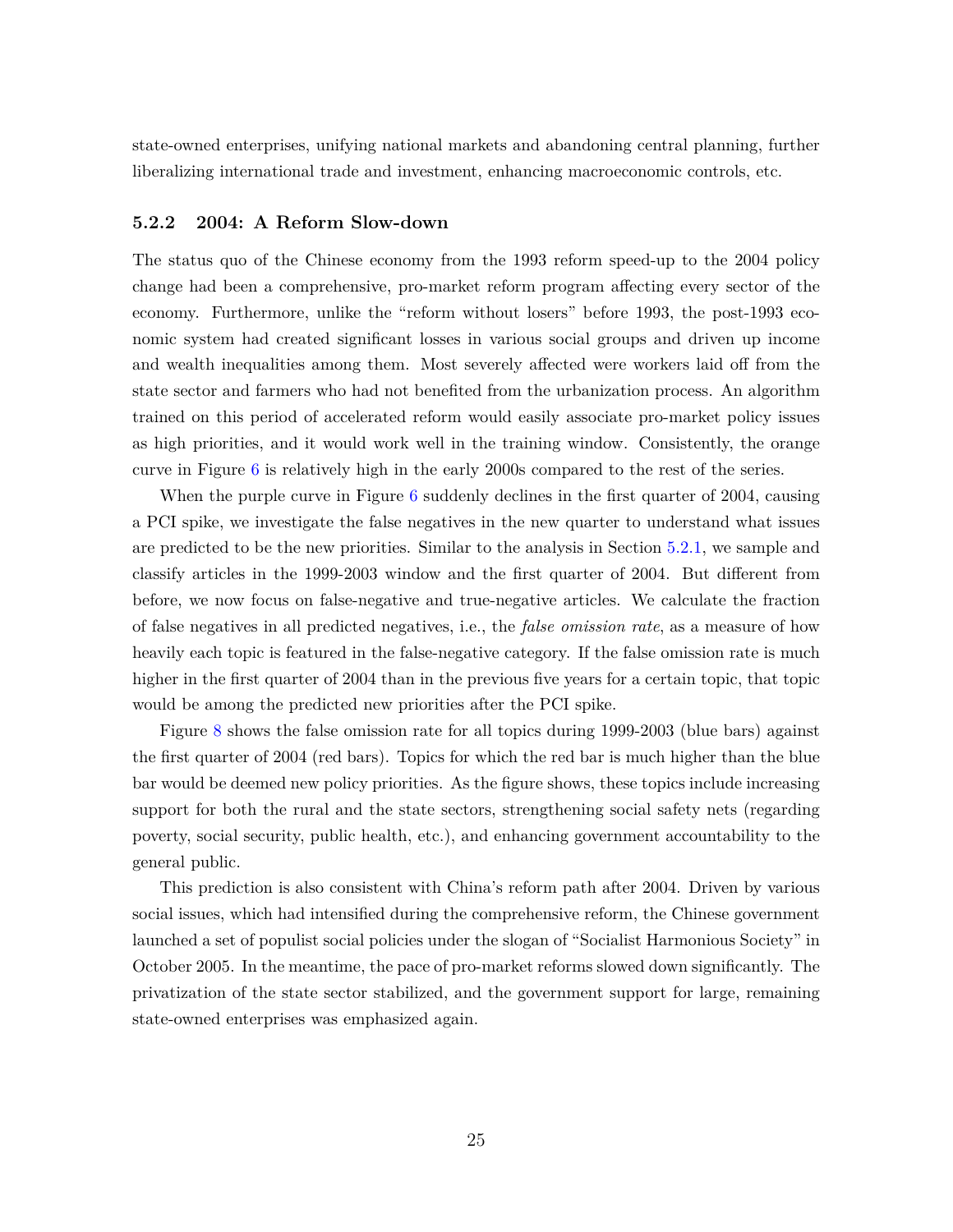state-owned enterprises, unifying national markets and abandoning central planning, further liberalizing international trade and investment, enhancing macroeconomic controls, etc.

### 5.2.2 2004: A Reform Slow-down

The status quo of the Chinese economy from the 1993 reform speed-up to the 2004 policy change had been a comprehensive, pro-market reform program affecting every sector of the economy. Furthermore, unlike the "reform without losers" before 1993, the post-1993 economic system had created significant losses in various social groups and driven up income and wealth inequalities among them. Most severely affected were workers laid off from the state sector and farmers who had not benefited from the urbanization process. An algorithm trained on this period of accelerated reform would easily associate pro-market policy issues as high priorities, and it would work well in the training window. Consistently, the orange curve in Figure 6 is relatively high in the early 2000s compared to the rest of the series.

When the purple curve in Figure 6 suddenly declines in the first quarter of 2004, causing a PCI spike, we investigate the false negatives in the new quarter to understand what issues are predicted to be the new priorities. Similar to the analysis in Section 5.2.1, we sample and classify articles in the 1999-2003 window and the first quarter of 2004. But different from before, we now focus on false-negative and true-negative articles. We calculate the fraction of false negatives in all predicted negatives, i.e., the *false omission rate*, as a measure of how heavily each topic is featured in the false-negative category. If the false omission rate is much higher in the first quarter of 2004 than in the previous five years for a certain topic, that topic would be among the predicted new priorities after the PCI spike.

Figure 8 shows the false omission rate for all topics during 1999-2003 (blue bars) against the first quarter of 2004 (red bars). Topics for which the red bar is much higher than the blue bar would be deemed new policy priorities. As the figure shows, these topics include increasing support for both the rural and the state sectors, strengthening social safety nets (regarding poverty, social security, public health, etc.), and enhancing government accountability to the general public.

This prediction is also consistent with China's reform path after 2004. Driven by various social issues, which had intensified during the comprehensive reform, the Chinese government launched a set of populist social policies under the slogan of "Socialist Harmonious Society" in October 2005. In the meantime, the pace of pro-market reforms slowed down significantly. The privatization of the state sector stabilized, and the government support for large, remaining state-owned enterprises was emphasized again.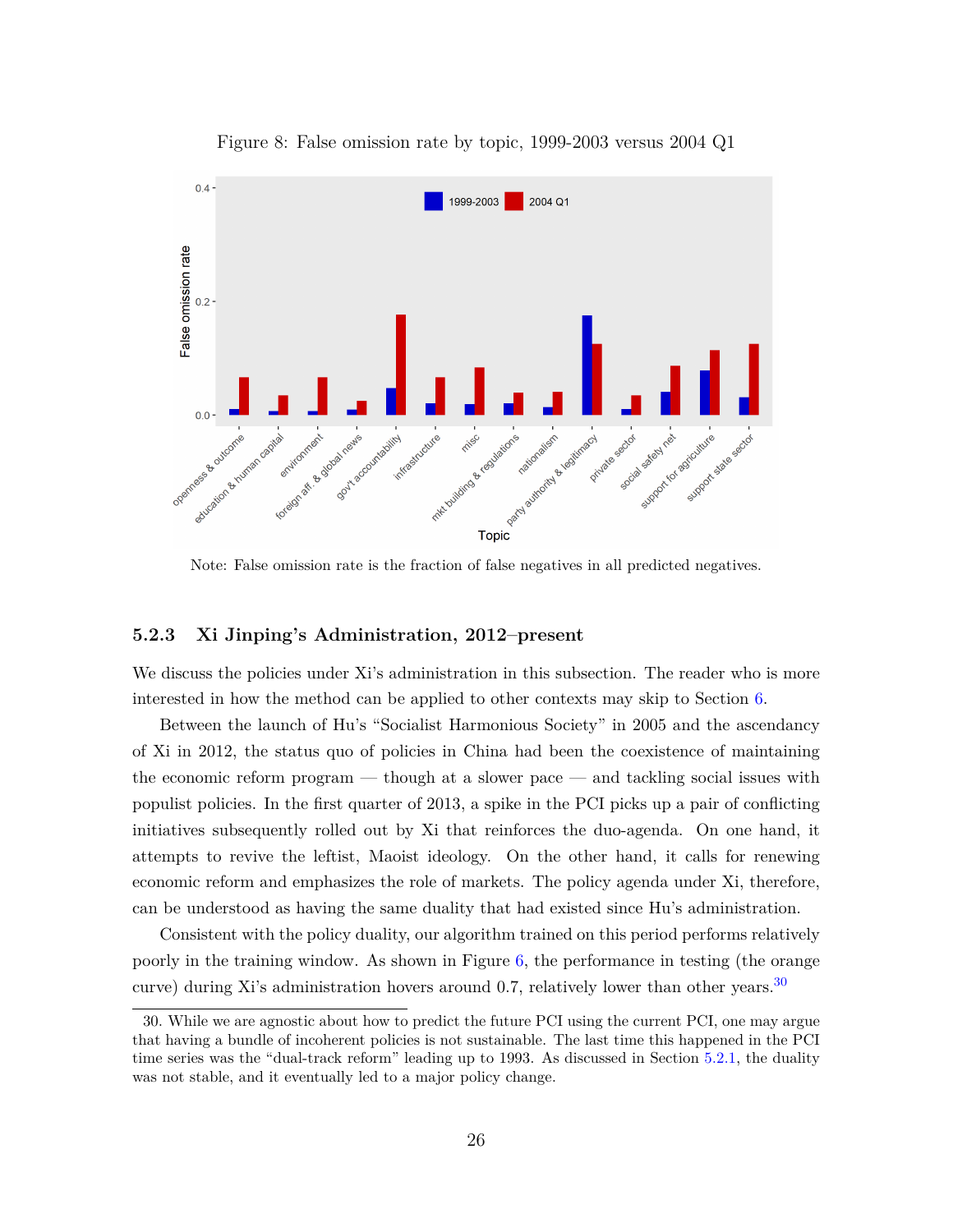Figure 8: False omission rate by topic, 1999-2003 versus 2004 Q1

Note: False omission rate is the fraction of false negatives in all predicted negatives.

### 5.2.3 Xi Jinping's Administration, 2012–present

We discuss the policies under Xi's administration in this subsection. The reader who is more interested in how the method can be applied to other contexts may skip to Section 6.

Between the launch of Hu's "Socialist Harmonious Society" in 2005 and the ascendancy of Xi in 2012, the status quo of policies in China had been the coexistence of maintaining the economic reform program — though at a slower pace — and tackling social issues with populist policies. In the first quarter of 2013, a spike in the PCI picks up a pair of conflicting initiatives subsequently rolled out by Xi that reinforces the duo-agenda. On one hand, it attempts to revive the leftist, Maoist ideology. On the other hand, it calls for renewing economic reform and emphasizes the role of markets. The policy agenda under Xi, therefore, can be understood as having the same duality that had existed since Hu's administration.

Consistent with the policy duality, our algorithm trained on this period performs relatively poorly in the training window. As shown in Figure 6, the performance in testing (the orange curve) during Xi's administration hovers around 0.7, relatively lower than other years.[30]

30. While we are agnostic about how to predict the future PCI using the current PCI, one may argue that having a bundle of incoherent policies is not sustainable. The last time this happened in the PCI time series was the "dual-track reform" leading up to 1993. As discussed in Section 5.2.1, the duality was not stable, and it eventually led to a major policy change.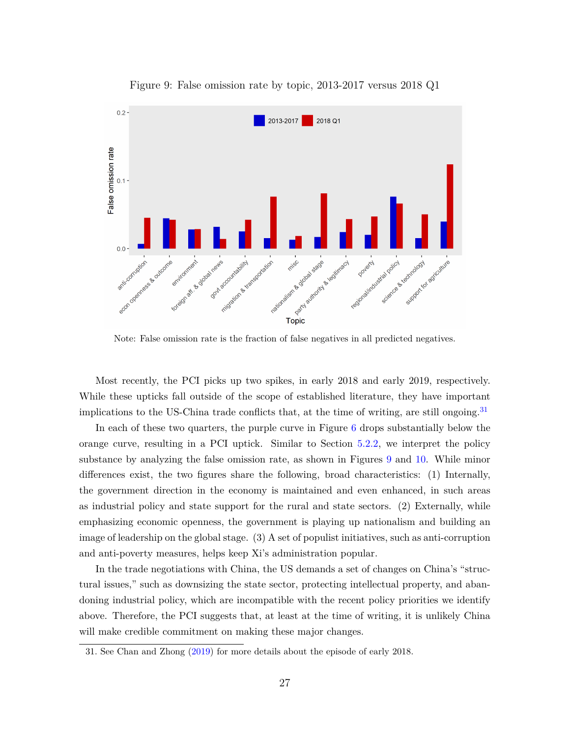Figure 9: False omission rate by topic, 2013-2017 versus 2018 Q1

Note: False omission rate is the fraction of false negatives in all predicted negatives.

Most recently, the PCI picks up two spikes, in early 2018 and early 2019, respectively. While these upticks fall outside of the scope of established literature, they have important implications to the US-China trade conflicts that, at the time of writing, are still ongoing.[31]

In each of these two quarters, the purple curve in Figure 6 drops substantially below the orange curve, resulting in a PCI uptick. Similar to Section 5.2.2, we interpret the policy substance by analyzing the false omission rate, as shown in Figures 9 and 10. While minor differences exist, the two figures share the following, broad characteristics: (1) Internally, the government direction in the economy is maintained and even enhanced, in such areas as industrial policy and state support for the rural and state sectors. (2) Externally, while emphasizing economic openness, the government is playing up nationalism and building an image of leadership on the global stage. (3) A set of populist initiatives, such as anti-corruption and anti-poverty measures, helps keep Xi's administration popular.

In the trade negotiations with China, the US demands a set of changes on China's "structural issues," such as downsizing the state sector, protecting intellectual property, and abandoning industrial policy, which are incompatible with the recent policy priorities we identify above. Therefore, the PCI suggests that, at least at the time of writing, it is unlikely China will make credible commitment on making these major changes.

31. See Chan and Zhong (2019) for more details about the episode of early 2018.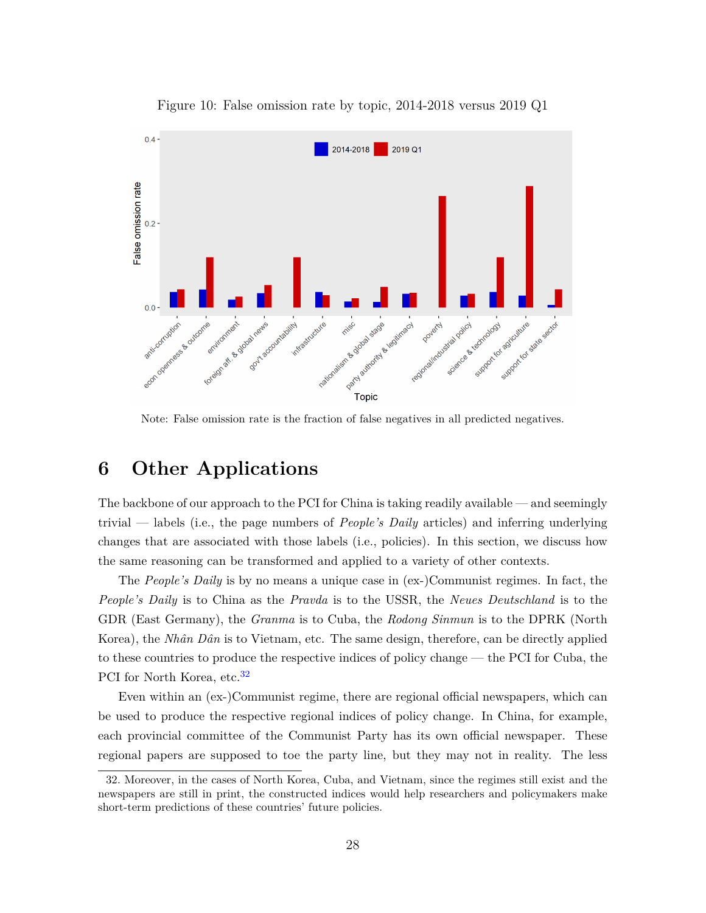Figure 10: False omission rate by topic, 2014-2018 versus 2019 Q1

Note: False omission rate is the fraction of false negatives in all predicted negatives.

# 6 Other Applications

The backbone of our approach to the PCI for China is taking readily available — and seemingly trivial — labels (i.e., the page numbers of *People's Daily* articles) and inferring underlying changes that are associated with those labels (i.e., policies). In this section, we discuss how the same reasoning can be transformed and applied to a variety of other contexts.

The *People's Daily* is by no means a unique case in (ex-)Communist regimes. In fact, the *People's Daily* is to China as the *Pravda* is to the USSR, the *Neues Deutschland* is to the GDR (East Germany), the *Granma* is to Cuba, the *Rodong Sinmun* is to the DPRK (North Korea), the *Nhân Dân* is to Vietnam, etc. The same design, therefore, can be directly applied to these countries to produce the respective indices of policy change — the PCI for Cuba, the PCI for North Korea, etc.[32]

Even within an (ex-)Communist regime, there are regional official newspapers, which can be used to produce the respective regional indices of policy change. In China, for example, each provincial committee of the Communist Party has its own official newspaper. These regional papers are supposed to toe the party line, but they may not in reality. The less

32. Moreover, in the cases of North Korea, Cuba, and Vietnam, since the regimes still exist and the newspapers are still in print, the constructed indices would help researchers and policymakers make short-term predictions of these countries' future policies.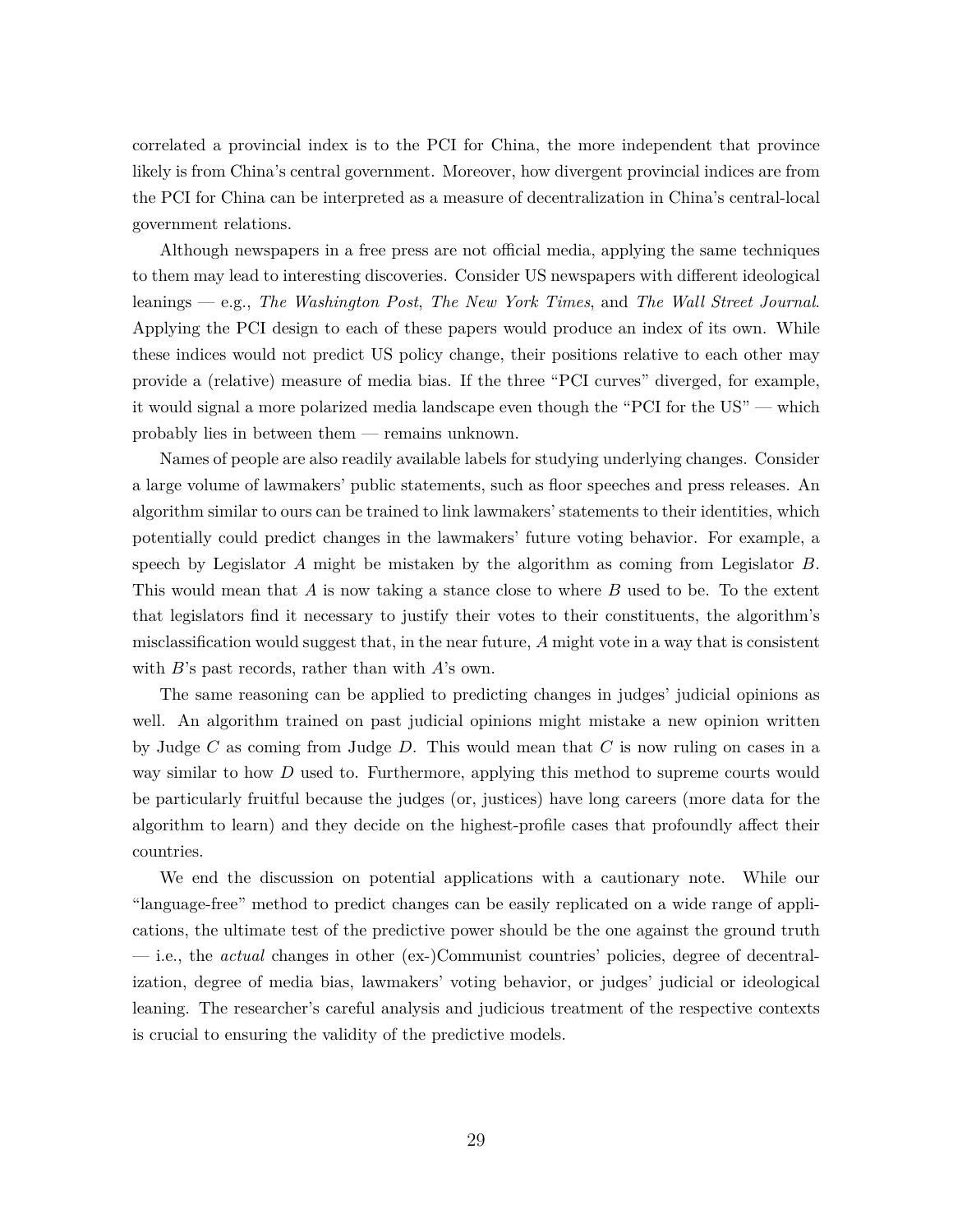correlated a provincial index is to the PCI for China, the more independent that province likely is from China's central government. Moreover, how divergent provincial indices are from the PCI for China can be interpreted as a measure of decentralization in China's central-local government relations.

Although newspapers in a free press are not official media, applying the same techniques to them may lead to interesting discoveries. Consider US newspapers with different ideological leanings — e.g., *The Washington Post*, *The New York Times*, and *The Wall Street Journal*. Applying the PCI design to each of these papers would produce an index of its own. While these indices would not predict US policy change, their positions relative to each other may provide a (relative) measure of media bias. If the three "PCI curves" diverged, for example, it would signal a more polarized media landscape even though the "PCI for the US" — which probably lies in between them — remains unknown.

Names of people are also readily available labels for studying underlying changes. Consider a large volume of lawmakers' public statements, such as floor speeches and press releases. An algorithm similar to ours can be trained to link lawmakers' statements to their identities, which potentially could predict changes in the lawmakers' future voting behavior. For example, a speech by Legislator $A$ might be mistaken by the algorithm as coming from Legislator $B$. This would mean that $A$ is now taking a stance close to where $B$ used to be. To the extent that legislators find it necessary to justify their votes to their constituents, the algorithm's misclassification would suggest that, in the near future, $A$ might vote in a way that is consistent with $B$'s past records, rather than with $A$'s own.

The same reasoning can be applied to predicting changes in judges' judicial opinions as well. An algorithm trained on past judicial opinions might mistake a new opinion written by Judge $C$ as coming from Judge $D$. This would mean that $C$ is now ruling on cases in a way similar to how $D$ used to. Furthermore, applying this method to supreme courts would be particularly fruitful because the judges (or, justices) have long careers (more data for the algorithm to learn) and they decide on the highest-profile cases that profoundly affect their countries.

We end the discussion on potential applications with a cautionary note. While our "language-free" method to predict changes can be easily replicated on a wide range of applications, the ultimate test of the predictive power should be the one against the ground truth — i.e., the *actual* changes in other (ex-)Communist countries' policies, degree of decentralization, degree of media bias, lawmakers' voting behavior, or judges' judicial or ideological leaning. The researcher's careful analysis and judicious treatment of the respective contexts is crucial to ensuring the validity of the predictive models.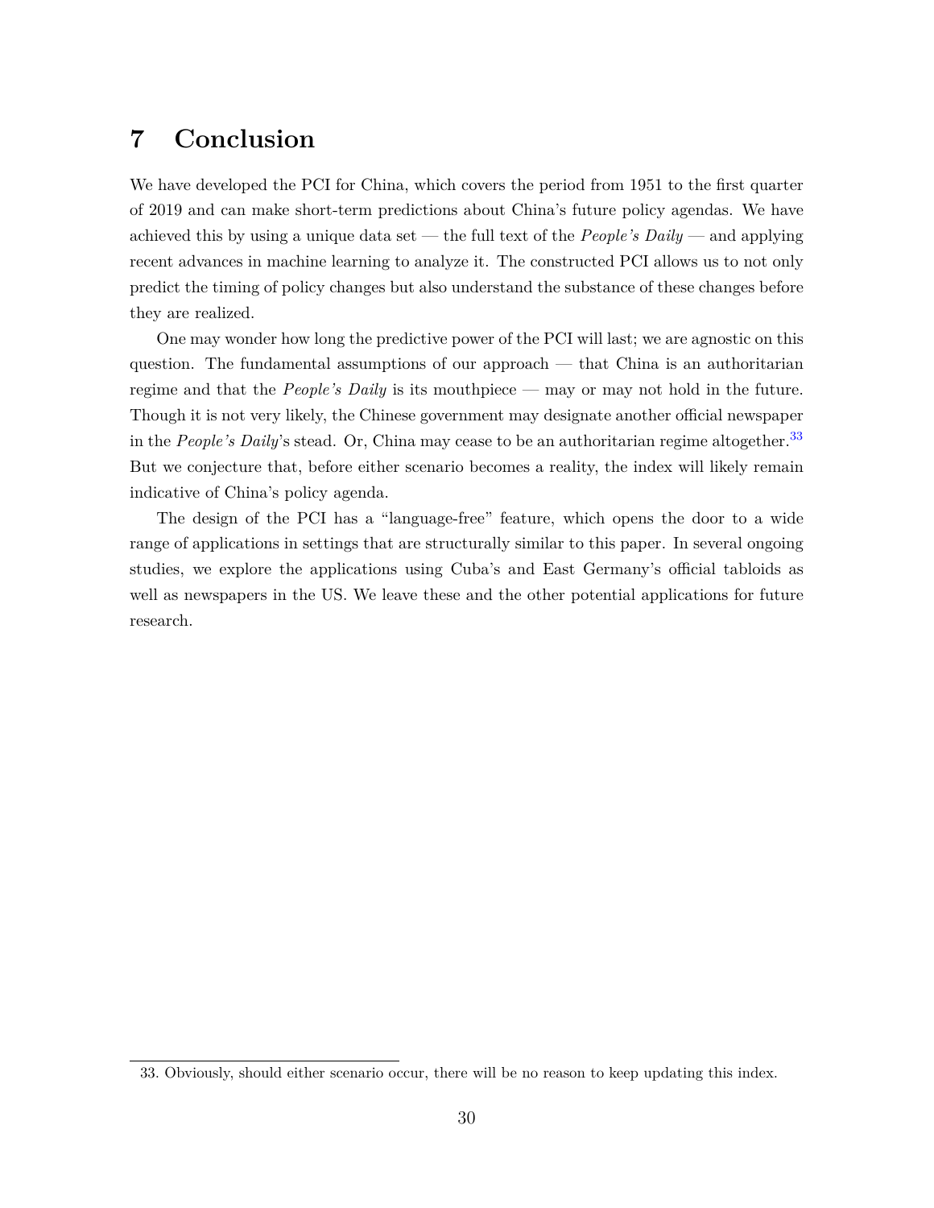# 7 Conclusion

We have developed the PCI for China, which covers the period from 1951 to the first quarter of 2019 and can make short-term predictions about China's future policy agendas. We have achieved this by using a unique data set — the full text of the *People's Daily* — and applying recent advances in machine learning to analyze it. The constructed PCI allows us to not only predict the timing of policy changes but also understand the substance of these changes before they are realized.

One may wonder how long the predictive power of the PCI will last; we are agnostic on this question. The fundamental assumptions of our approach — that China is an authoritarian regime and that the *People's Daily* is its mouthpiece — may or may not hold in the future. Though it is not very likely, the Chinese government may designate another official newspaper in the *People's Daily*'s stead. Or, China may cease to be an authoritarian regime altogether.[33] But we conjecture that, before either scenario becomes a reality, the index will likely remain indicative of China's policy agenda.

The design of the PCI has a "language-free" feature, which opens the door to a wide range of applications in settings that are structurally similar to this paper. In several ongoing studies, we explore the applications using Cuba's and East Germany's official tabloids as well as newspapers in the US. We leave these and the other potential applications for future research.

---

33. Obviously, should either scenario occur, there will be no reason to keep updating this index.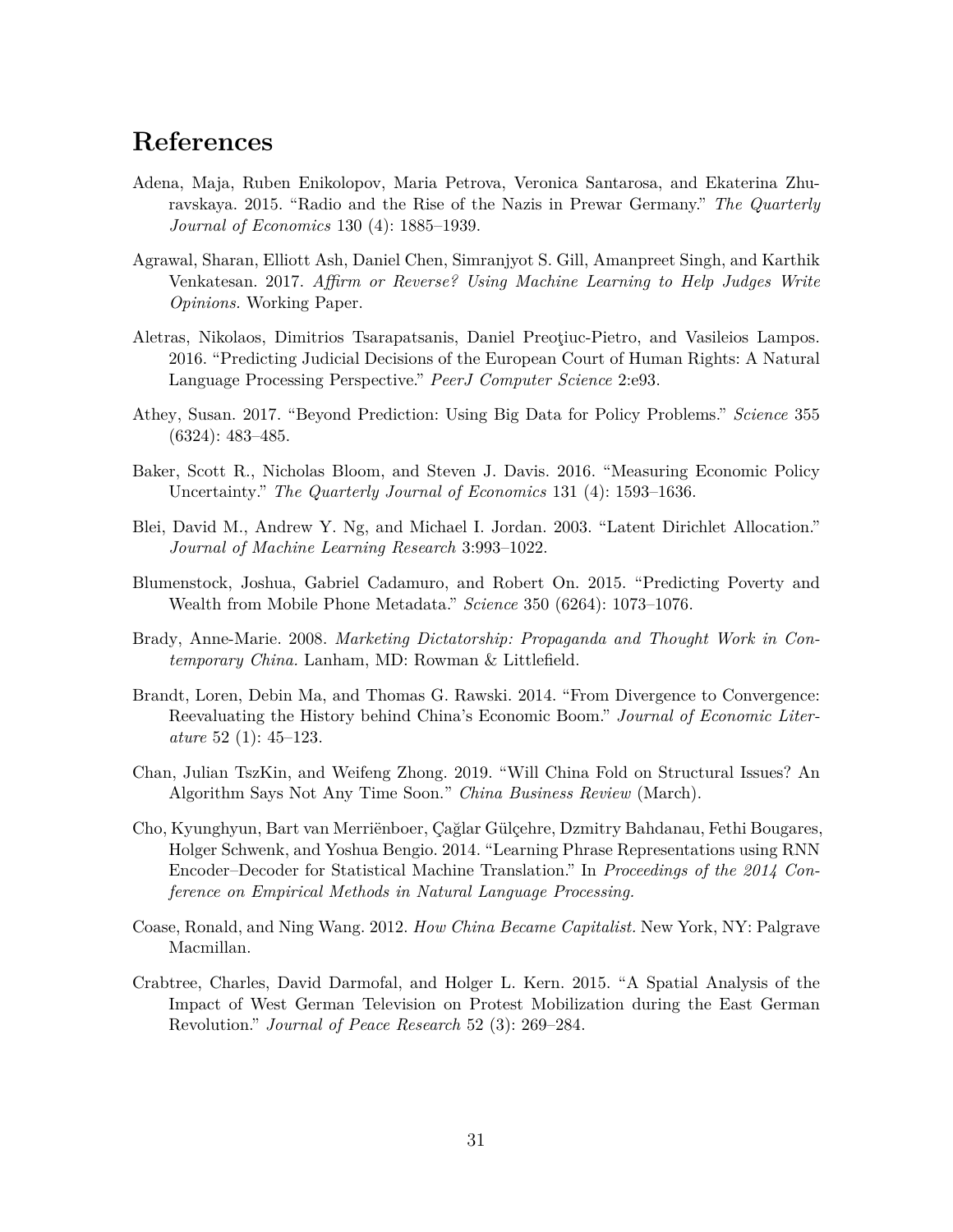# References

Adena, Maja, Ruben Enikolopov, Maria Petrova, Veronica Santarosa, and Ekaterina Zhuravskaya. 2015. "Radio and the Rise of the Nazis in Prewar Germany." *The Quarterly Journal of Economics* 130 (4): 1885–1939.

Agrawal, Sharan, Elliott Ash, Daniel Chen, Simranjyot S. Gill, Amanpreet Singh, and Karthik Venkatesan. 2017. *Affirm or Reverse? Using Machine Learning to Help Judges Write Opinions.* Working Paper.

Aletras, Nikolaos, Dimitrios Tsarapatsanis, Daniel Preoţiuc-Pietro, and Vasileios Lampos. 2016. "Predicting Judicial Decisions of the European Court of Human Rights: A Natural Language Processing Perspective." *PeerJ Computer Science* 2:e93.

Athey, Susan. 2017. "Beyond Prediction: Using Big Data for Policy Problems." *Science* 355 (6324): 483–485.

Baker, Scott R., Nicholas Bloom, and Steven J. Davis. 2016. "Measuring Economic Policy Uncertainty." *The Quarterly Journal of Economics* 131 (4): 1593–1636.

Blei, David M., Andrew Y. Ng, and Michael I. Jordan. 2003. "Latent Dirichlet Allocation." *Journal of Machine Learning Research* 3:993–1022.

Blumenstock, Joshua, Gabriel Cadamuro, and Robert On. 2015. "Predicting Poverty and Wealth from Mobile Phone Metadata." *Science* 350 (6264): 1073–1076.

Brady, Anne-Marie. 2008. *Marketing Dictatorship: Propaganda and Thought Work in Contemporary China.* Lanham, MD: Rowman & Littlefield.

Brandt, Loren, Debin Ma, and Thomas G. Rawski. 2014. "From Divergence to Convergence: Reevaluating the History behind China's Economic Boom." *Journal of Economic Literature* 52 (1): 45–123.

Chan, Julian TszKin, and Weifeng Zhong. 2019. "Will China Fold on Structural Issues? An Algorithm Says Not Any Time Soon." *China Business Review* (March).

Cho, Kyunghyun, Bart van Merriënboer, Çağlar Gülçehre, Dzmitry Bahdanau, Fethi Bougares, Holger Schwenk, and Yoshua Bengio. 2014. "Learning Phrase Representations using RNN Encoder–Decoder for Statistical Machine Translation." In *Proceedings of the 2014 Conference on Empirical Methods in Natural Language Processing.*

Coase, Ronald, and Ning Wang. 2012. *How China Became Capitalist.* New York, NY: Palgrave Macmillan.

Crabtree, Charles, David Darmofal, and Holger L. Kern. 2015. "A Spatial Analysis of the Impact of West German Television on Protest Mobilization during the East German Revolution." *Journal of Peace Research* 52 (3): 269–284.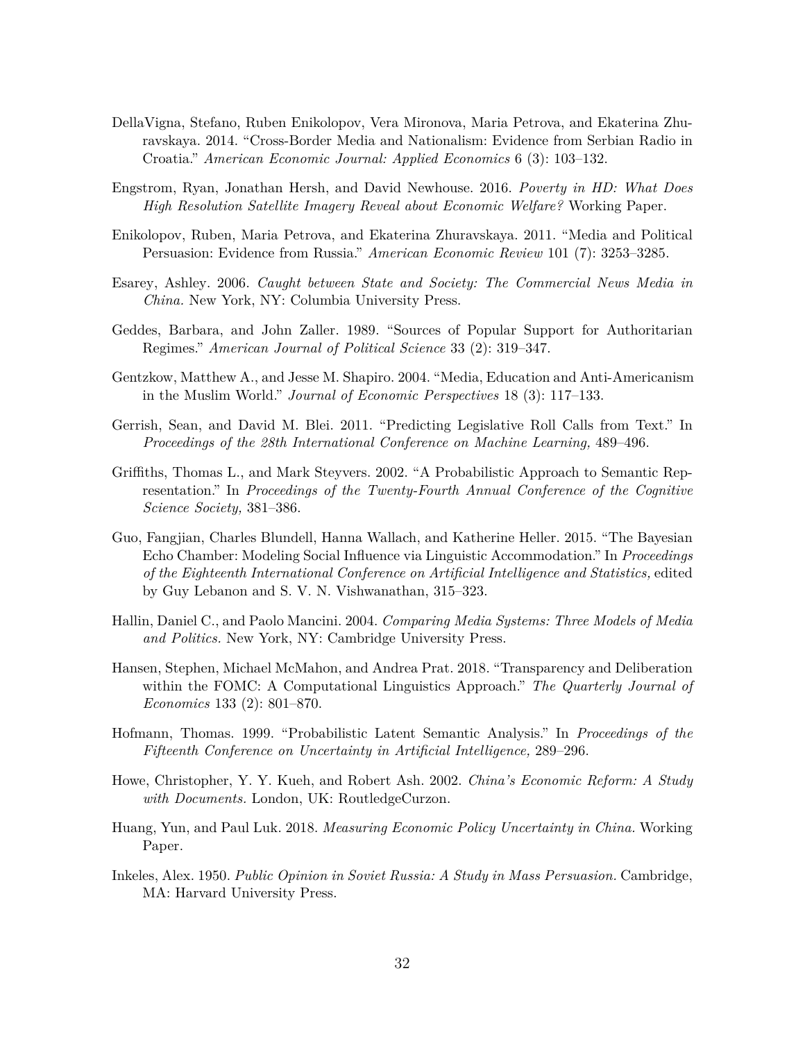DellaVigna, Stefano, Ruben Enikolopov, Vera Mironova, Maria Petrova, and Ekaterina Zhuravskaya. 2014. "Cross-Border Media and Nationalism: Evidence from Serbian Radio in Croatia." *American Economic Journal: Applied Economics* 6 (3): 103–132.

Engstrom, Ryan, Jonathan Hersh, and David Newhouse. 2016. *Poverty in HD: What Does High Resolution Satellite Imagery Reveal about Economic Welfare?* Working Paper.

Enikolopov, Ruben, Maria Petrova, and Ekaterina Zhuravskaya. 2011. "Media and Political Persuasion: Evidence from Russia." *American Economic Review* 101 (7): 3253–3285.

Esarey, Ashley. 2006. *Caught between State and Society: The Commercial News Media in China.* New York, NY: Columbia University Press.

Geddes, Barbara, and John Zaller. 1989. "Sources of Popular Support for Authoritarian Regimes." *American Journal of Political Science* 33 (2): 319–347.

Gentzkow, Matthew A., and Jesse M. Shapiro. 2004. "Media, Education and Anti-Americanism in the Muslim World." *Journal of Economic Perspectives* 18 (3): 117–133.

Gerrish, Sean, and David M. Blei. 2011. "Predicting Legislative Roll Calls from Text." In *Proceedings of the 28th International Conference on Machine Learning,* 489–496.

Griffiths, Thomas L., and Mark Steyvers. 2002. "A Probabilistic Approach to Semantic Representation." In *Proceedings of the Twenty-Fourth Annual Conference of the Cognitive Science Society,* 381–386.

Guo, Fangjian, Charles Blundell, Hanna Wallach, and Katherine Heller. 2015. "The Bayesian Echo Chamber: Modeling Social Influence via Linguistic Accommodation." In *Proceedings of the Eighteenth International Conference on Artificial Intelligence and Statistics,* edited by Guy Lebanon and S. V. N. Vishwanathan, 315–323.

Hallin, Daniel C., and Paolo Mancini. 2004. *Comparing Media Systems: Three Models of Media and Politics.* New York, NY: Cambridge University Press.

Hansen, Stephen, Michael McMahon, and Andrea Prat. 2018. "Transparency and Deliberation within the FOMC: A Computational Linguistics Approach." *The Quarterly Journal of Economics* 133 (2): 801–870.

Hofmann, Thomas. 1999. "Probabilistic Latent Semantic Analysis." In *Proceedings of the Fifteenth Conference on Uncertainty in Artificial Intelligence,* 289–296.

Howe, Christopher, Y. Y. Kueh, and Robert Ash. 2002. *China's Economic Reform: A Study with Documents.* London, UK: RoutledgeCurzon.

Huang, Yun, and Paul Luk. 2018. *Measuring Economic Policy Uncertainty in China.* Working Paper.

Inkeles, Alex. 1950. *Public Opinion in Soviet Russia: A Study in Mass Persuasion.* Cambridge, MA: Harvard University Press.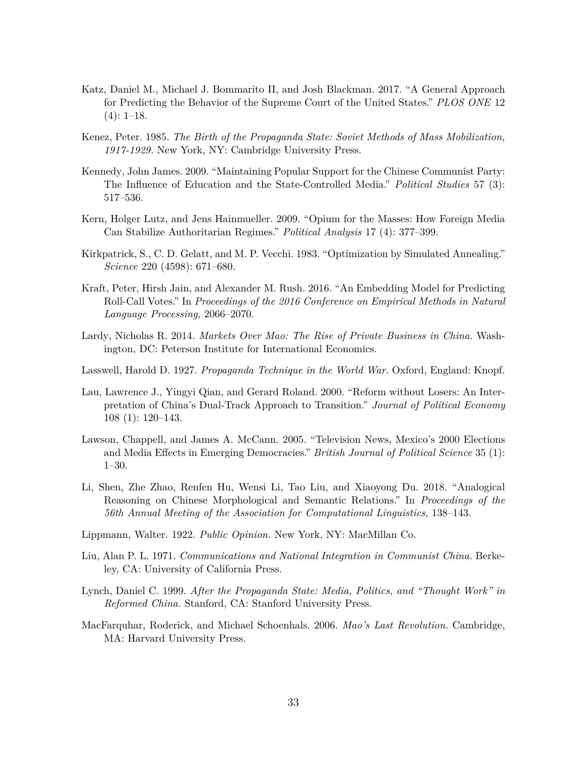Katz, Daniel M., Michael J. Bommarito II, and Josh Blackman. 2017. "A General Approach for Predicting the Behavior of the Supreme Court of the United States." *PLOS ONE* 12 (4): 1–18.

Kenez, Peter. 1985. *The Birth of the Propaganda State: Soviet Methods of Mass Mobilization, 1917-1929.* New York, NY: Cambridge University Press.

Kennedy, John James. 2009. "Maintaining Popular Support for the Chinese Communist Party: The Influence of Education and the State-Controlled Media." *Political Studies* 57 (3): 517–536.

Kern, Holger Lutz, and Jens Hainmueller. 2009. "Opium for the Masses: How Foreign Media Can Stabilize Authoritarian Regimes." *Political Analysis* 17 (4): 377–399.

Kirkpatrick, S., C. D. Gelatt, and M. P. Vecchi. 1983. "Optimization by Simulated Annealing." *Science* 220 (4598): 671–680.

Kraft, Peter, Hirsh Jain, and Alexander M. Rush. 2016. "An Embedding Model for Predicting Roll-Call Votes." In *Proceedings of the 2016 Conference on Empirical Methods in Natural Language Processing,* 2066–2070.

Lardy, Nicholas R. 2014. *Markets Over Mao: The Rise of Private Business in China.* Washington, DC: Peterson Institute for International Economics.

Lasswell, Harold D. 1927. *Propaganda Technique in the World War.* Oxford, England: Knopf.

Lau, Lawrence J., Yingyi Qian, and Gerard Roland. 2000. "Reform without Losers: An Interpretation of China's Dual-Track Approach to Transition." *Journal of Political Economy* 108 (1): 120–143.

Lawson, Chappell, and James A. McCann. 2005. "Television News, Mexico's 2000 Elections and Media Effects in Emerging Democracies." *British Journal of Political Science* 35 (1): 1–30.

Li, Shen, Zhe Zhao, Renfen Hu, Wensi Li, Tao Liu, and Xiaoyong Du. 2018. "Analogical Reasoning on Chinese Morphological and Semantic Relations." In *Proceedings of the 56th Annual Meeting of the Association for Computational Linguistics,* 138–143.

Lippmann, Walter. 1922. *Public Opinion.* New York, NY: MacMillan Co.

Liu, Alan P. L. 1971. *Communications and National Integration in Communist China.* Berkeley, CA: University of California Press.

Lynch, Daniel C. 1999. *After the Propaganda State: Media, Politics, and "Thought Work" in Reformed China.* Stanford, CA: Stanford University Press.

MacFarquhar, Roderick, and Michael Schoenhals. 2006. *Mao's Last Revolution.* Cambridge, MA: Harvard University Press.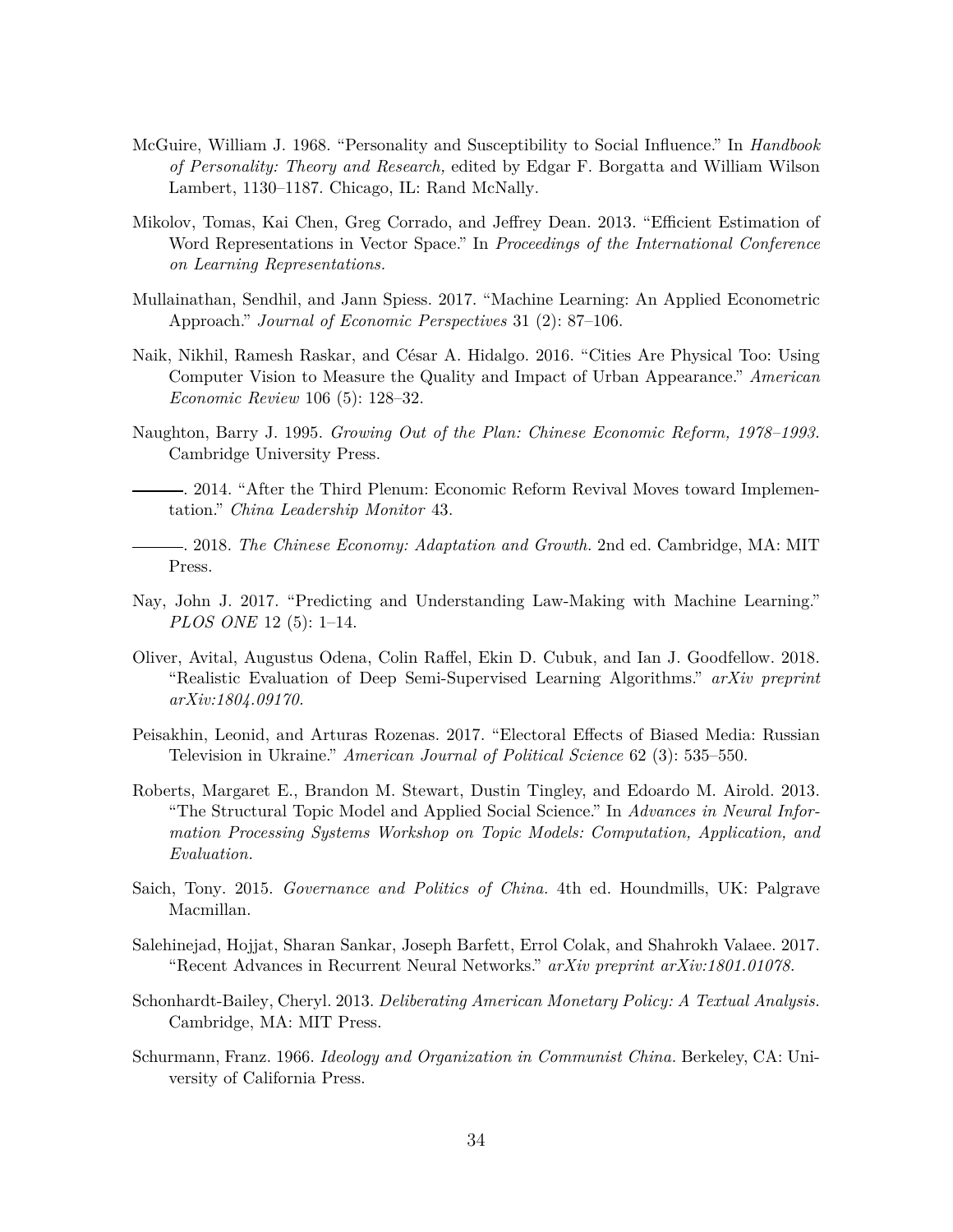McGuire, William J. 1968. "Personality and Susceptibility to Social Influence." In *Handbook of Personality: Theory and Research,* edited by Edgar F. Borgatta and William Wilson Lambert, 1130–1187. Chicago, IL: Rand McNally.

Mikolov, Tomas, Kai Chen, Greg Corrado, and Jeffrey Dean. 2013. "Efficient Estimation of Word Representations in Vector Space." In *Proceedings of the International Conference on Learning Representations.*

Mullainathan, Sendhil, and Jann Spiess. 2017. "Machine Learning: An Applied Econometric Approach." *Journal of Economic Perspectives* 31 (2): 87–106.

Naik, Nikhil, Ramesh Raskar, and César A. Hidalgo. 2016. "Cities Are Physical Too: Using Computer Vision to Measure the Quality and Impact of Urban Appearance." *American Economic Review* 106 (5): 128–32.

Naughton, Barry J. 1995. *Growing Out of the Plan: Chinese Economic Reform, 1978–1993.* Cambridge University Press.

———. 2014. "After the Third Plenum: Economic Reform Revival Moves toward Implementation." *China Leadership Monitor* 43.

———. 2018. *The Chinese Economy: Adaptation and Growth.* 2nd ed. Cambridge, MA: MIT Press.

Nay, John J. 2017. "Predicting and Understanding Law-Making with Machine Learning." *PLOS ONE* 12 (5): 1–14.

Oliver, Avital, Augustus Odena, Colin Raffel, Ekin D. Cubuk, and Ian J. Goodfellow. 2018. "Realistic Evaluation of Deep Semi-Supervised Learning Algorithms." *arXiv preprint arXiv:1804.09170.*

Peisakhin, Leonid, and Arturas Rozenas. 2017. "Electoral Effects of Biased Media: Russian Television in Ukraine." *American Journal of Political Science* 62 (3): 535–550.

Roberts, Margaret E., Brandon M. Stewart, Dustin Tingley, and Edoardo M. Airold. 2013. "The Structural Topic Model and Applied Social Science." In *Advances in Neural Information Processing Systems Workshop on Topic Models: Computation, Application, and Evaluation.*

Saich, Tony. 2015. *Governance and Politics of China.* 4th ed. Houndmills, UK: Palgrave Macmillan.

Salehinejad, Hojjat, Sharan Sankar, Joseph Barfett, Errol Colak, and Shahrokh Valaee. 2017. "Recent Advances in Recurrent Neural Networks." *arXiv preprint arXiv:1801.01078.*

Schonhardt-Bailey, Cheryl. 2013. *Deliberating American Monetary Policy: A Textual Analysis.* Cambridge, MA: MIT Press.

Schurmann, Franz. 1966. *Ideology and Organization in Communist China.* Berkeley, CA: University of California Press.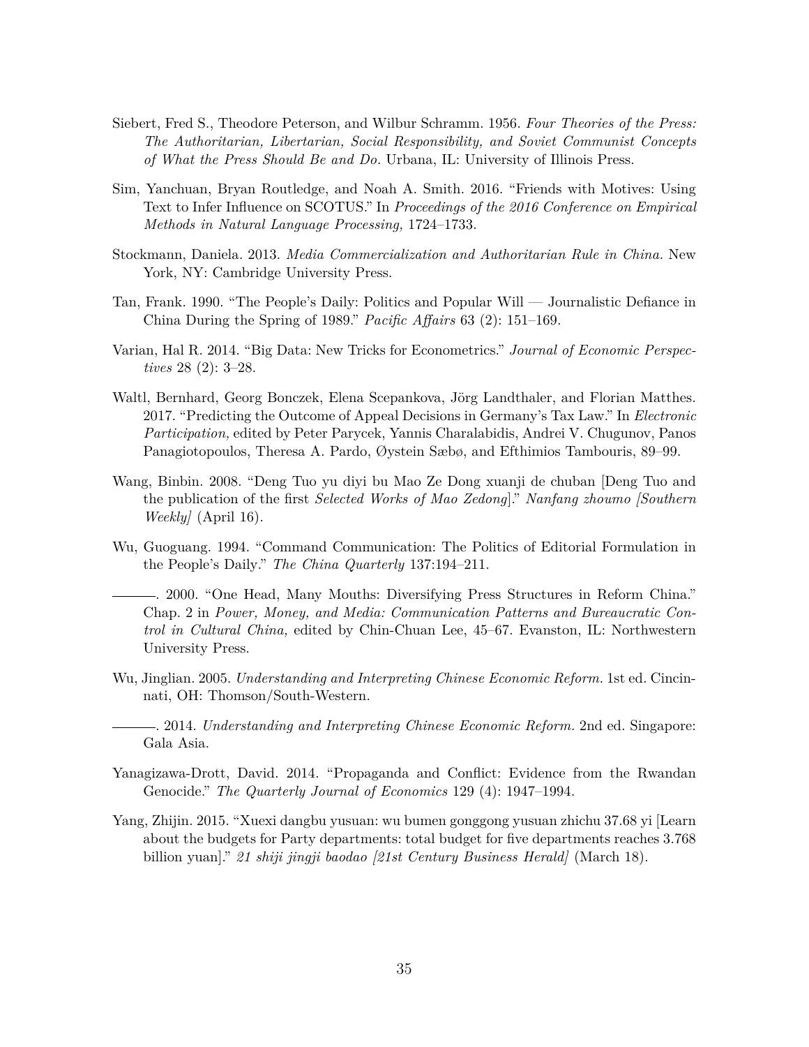Siebert, Fred S., Theodore Peterson, and Wilbur Schramm. 1956. *Four Theories of the Press: The Authoritarian, Libertarian, Social Responsibility, and Soviet Communist Concepts of What the Press Should Be and Do.* Urbana, IL: University of Illinois Press.

Sim, Yanchuan, Bryan Routledge, and Noah A. Smith. 2016. "Friends with Motives: Using Text to Infer Influence on SCOTUS." In *Proceedings of the 2016 Conference on Empirical Methods in Natural Language Processing,* 1724–1733.

Stockmann, Daniela. 2013. *Media Commercialization and Authoritarian Rule in China.* New York, NY: Cambridge University Press.

Tan, Frank. 1990. "The People's Daily: Politics and Popular Will — Journalistic Defiance in China During the Spring of 1989." *Pacific Affairs* 63 (2): 151–169.

Varian, Hal R. 2014. "Big Data: New Tricks for Econometrics." *Journal of Economic Perspectives* 28 (2): 3–28.

Waltl, Bernhard, Georg Bonczek, Elena Scepankova, Jörg Landthaler, and Florian Matthes. 2017. "Predicting the Outcome of Appeal Decisions in Germany's Tax Law." In *Electronic Participation,* edited by Peter Parycek, Yannis Charalabidis, Andrei V. Chugunov, Panos Panagiotopoulos, Theresa A. Pardo, Øystein Sæbø, and Efthimios Tambouris, 89–99.

Wang, Binbin. 2008. "Deng Tuo yu diyi bu Mao Ze Dong xuanji de chuban [Deng Tuo and the publication of the first *Selected Works of Mao Zedong*]." *Nanfang zhoumo [Southern Weekly]* (April 16).

Wu, Guoguang. 1994. "Command Communication: The Politics of Editorial Formulation in the People's Daily." *The China Quarterly* 137:194–211.

———. 2000. "One Head, Many Mouths: Diversifying Press Structures in Reform China." Chap. 2 in *Power, Money, and Media: Communication Patterns and Bureaucratic Control in Cultural China,* edited by Chin-Chuan Lee, 45–67. Evanston, IL: Northwestern University Press.

Wu, Jinglian. 2005. *Understanding and Interpreting Chinese Economic Reform.* 1st ed. Cincinnati, OH: Thomson/South-Western.

———. 2014. *Understanding and Interpreting Chinese Economic Reform.* 2nd ed. Singapore: Gala Asia.

Yanagizawa-Drott, David. 2014. "Propaganda and Conflict: Evidence from the Rwandan Genocide." *The Quarterly Journal of Economics* 129 (4): 1947–1994.

Yang, Zhijin. 2015. "Xuexi dangbu yusuan: wu bumen gonggong yusuan zhichu 37.68 yi [Learn about the budgets for Party departments: total budget for five departments reaches 3.768 billion yuan]." *21 shiji jingji baodao [21st Century Business Herald]* (March 18).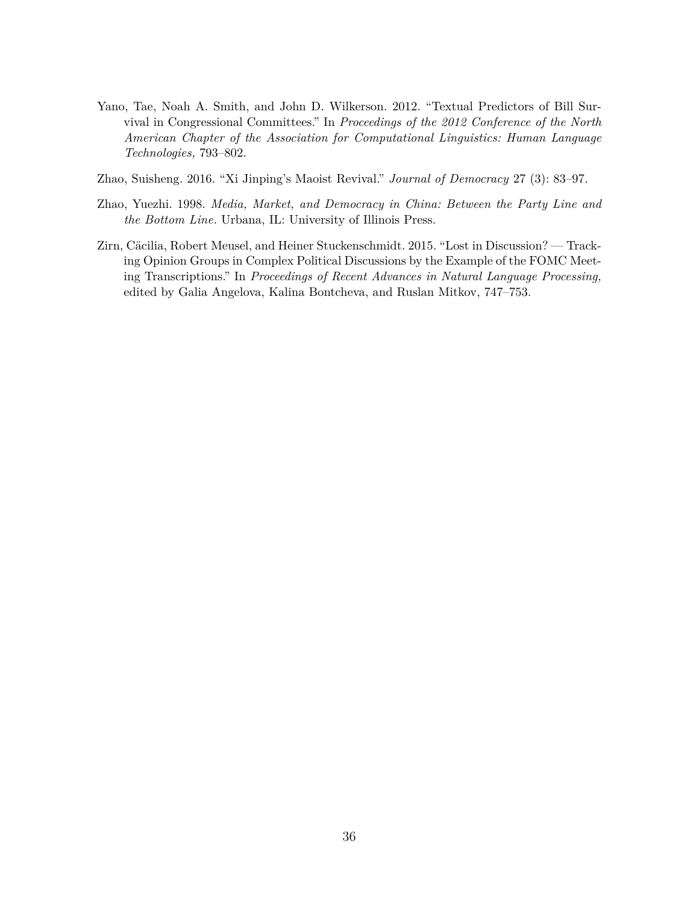Yano, Tae, Noah A. Smith, and John D. Wilkerson. 2012. "Textual Predictors of Bill Survival in Congressional Committees." In *Proceedings of the 2012 Conference of the North American Chapter of the Association for Computational Linguistics: Human Language Technologies,* 793–802.

Zhao, Suisheng. 2016. "Xi Jinping's Maoist Revival." *Journal of Democracy* 27 (3): 83–97.

Zhao, Yuezhi. 1998. *Media, Market, and Democracy in China: Between the Party Line and the Bottom Line.* Urbana, IL: University of Illinois Press.

Zirn, Cäcilia, Robert Meusel, and Heiner Stuckenschmidt. 2015. "Lost in Discussion? — Tracking Opinion Groups in Complex Political Discussions by the Example of the FOMC Meeting Transcriptions." In *Proceedings of Recent Advances in Natural Language Processing,* edited by Galia Angelova, Kalina Bontcheva, and Ruslan Mitkov, 747–753.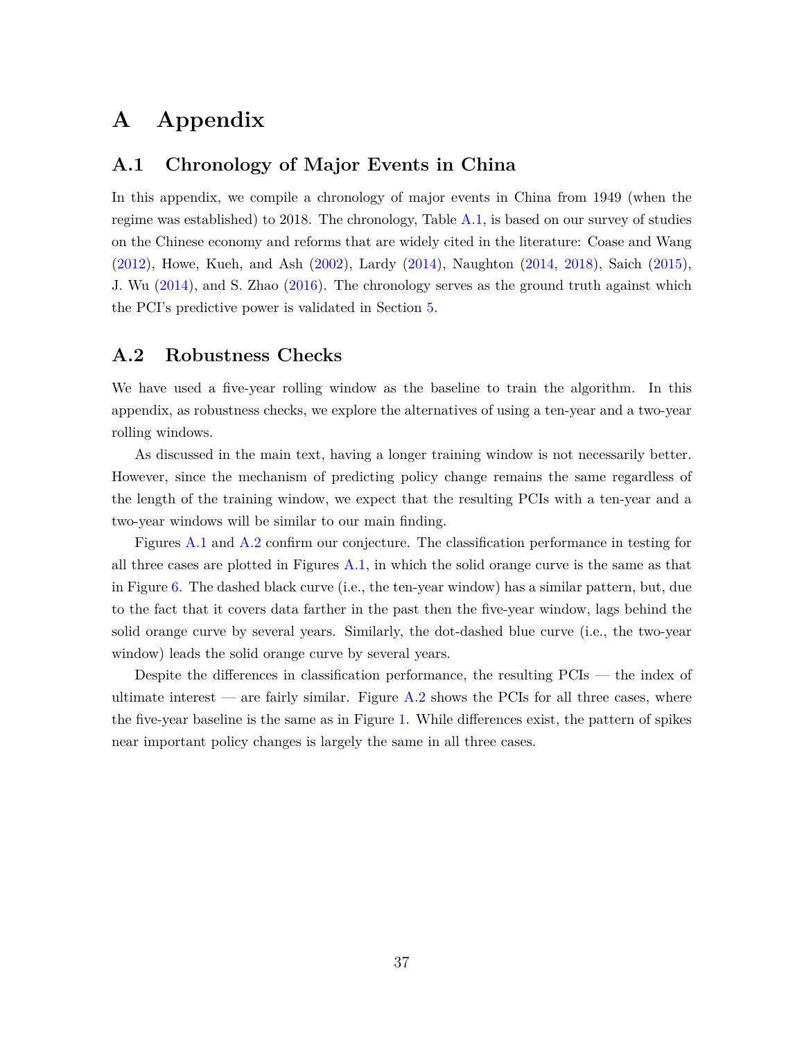# A Appendix

## A.1 Chronology of Major Events in China

In this appendix, we compile a chronology of major events in China from 1949 (when the regime was established) to 2018. The chronology, Table A.1, is based on our survey of studies on the Chinese economy and reforms that are widely cited in the literature: Coase and Wang (2012), Howe, Kueh, and Ash (2002), Lardy (2014), Naughton (2014, 2018), Saich (2015), J. Wu (2014), and S. Zhao (2016). The chronology serves as the ground truth against which the PCI's predictive power is validated in Section 5.

## A.2 Robustness Checks

We have used a five-year rolling window as the baseline to train the algorithm. In this appendix, as robustness checks, we explore the alternatives of using a ten-year and a two-year rolling windows.

As discussed in the main text, having a longer training window is not necessarily better. However, since the mechanism of predicting policy change remains the same regardless of the length of the training window, we expect that the resulting PCIs with a ten-year and a two-year windows will be similar to our main finding.

Figures A.1 and A.2 confirm our conjecture. The classification performance in testing for all three cases are plotted in Figures A.1, in which the solid orange curve is the same as that in Figure 6. The dashed black curve (i.e., the ten-year window) has a similar pattern, but, due to the fact that it covers data farther in the past then the five-year window, lags behind the solid orange curve by several years. Similarly, the dot-dashed blue curve (i.e., the two-year window) leads the solid orange curve by several years.

Despite the differences in classification performance, the resulting PCIs — the index of ultimate interest — are fairly similar. Figure A.2 shows the PCIs for all three cases, where the five-year baseline is the same as in Figure 1. While differences exist, the pattern of spikes near important policy changes is largely the same in all three cases.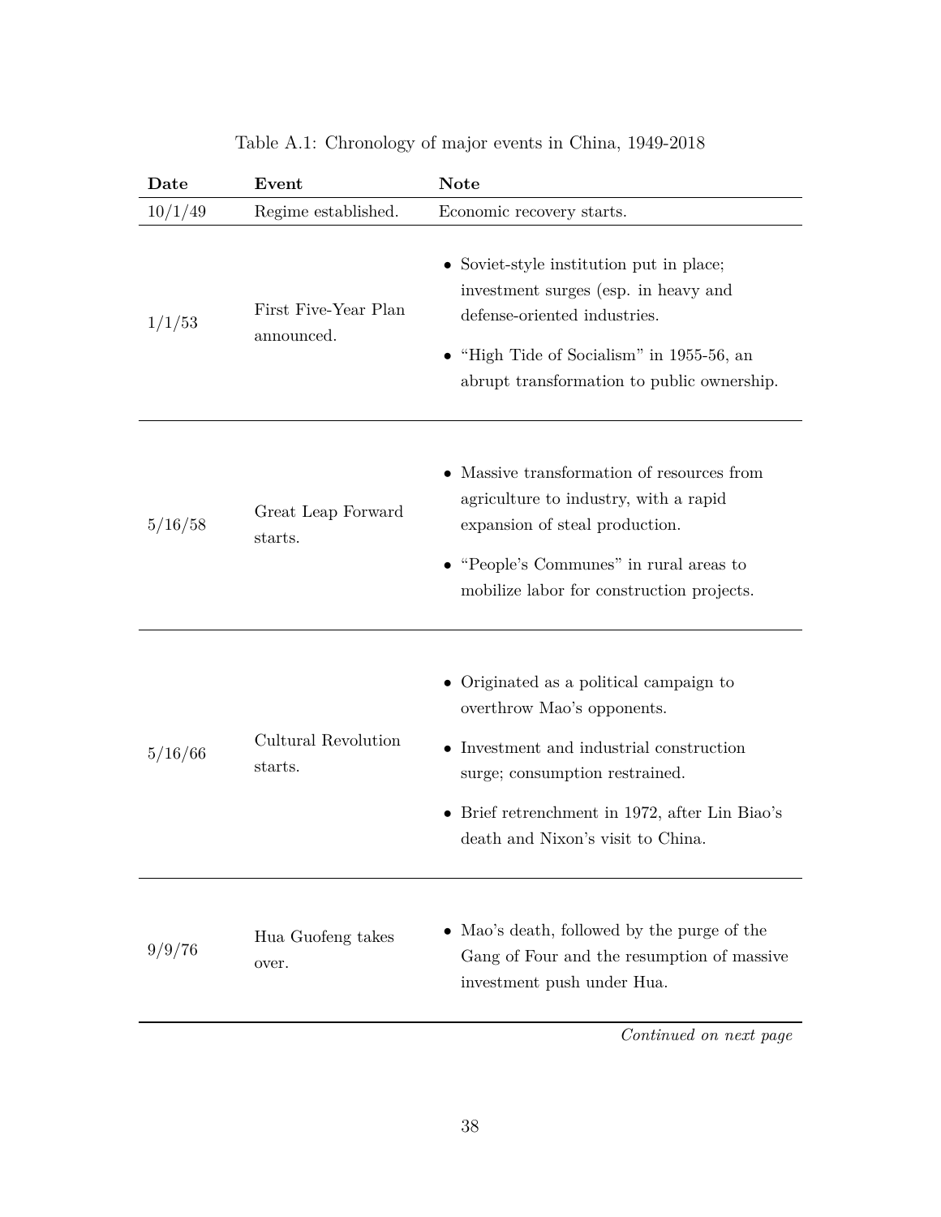Table A.1: Chronology of major events in China, 1949-2018

| Date | Event | Note |
|---|---|---|
| 10/1/49 | Regime established. | Economic recovery starts. |
| 1/1/53 | First Five-Year Plan announced. | • Soviet-style institution put in place; investment surges (esp. in heavy and defense-oriented industries. <br> • "High Tide of Socialism" in 1955-56, an abrupt transformation to public ownership. |
| 5/16/58 | Great Leap Forward starts. | • Massive transformation of resources from agriculture to industry, with a rapid expansion of steal production. <br> • "People's Communes" in rural areas to mobilize labor for construction projects. |
| 5/16/66 | Cultural Revolution starts. | • Originated as a political campaign to overthrow Mao's opponents. <br> • Investment and industrial construction surge; consumption restrained. <br> • Brief retrenchment in 1972, after Lin Biao's death and Nixon's visit to China. |
| 9/9/76 | Hua Guofeng takes over. | • Mao's death, followed by the purge of the Gang of Four and the resumption of massive investment push under Hua. |

*Continued on next page*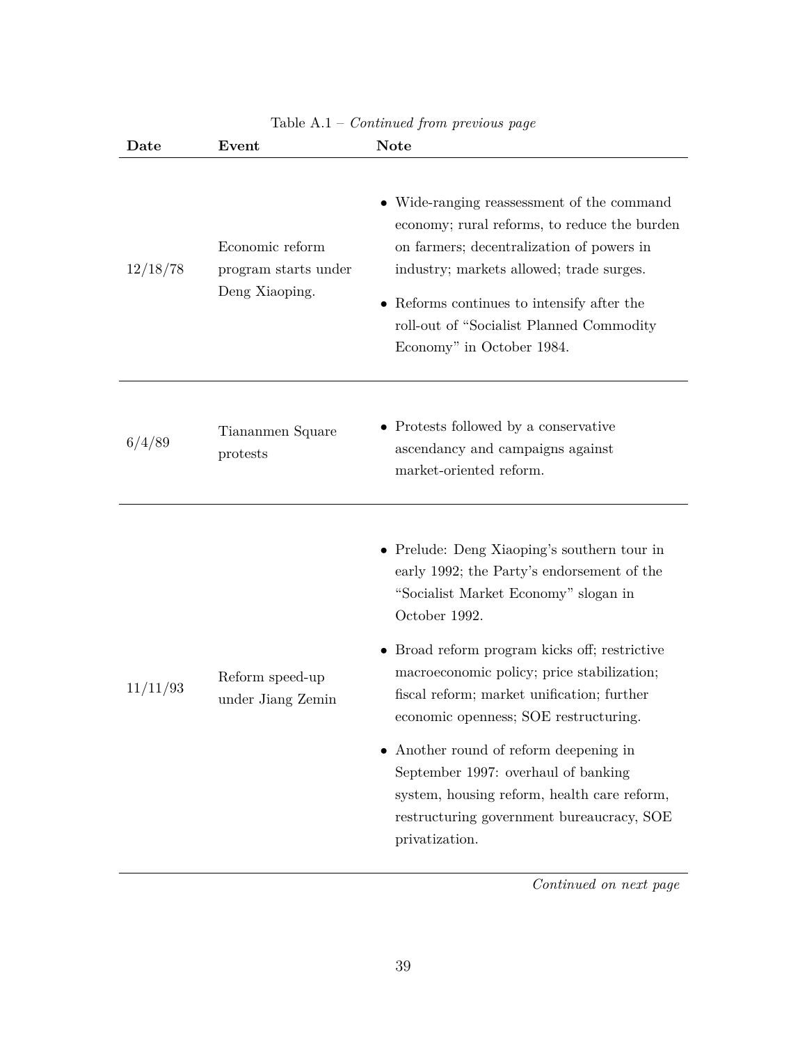Table A.1 – *Continued from previous page*

| **Date** | **Event** | **Note** |
|---|---|---|
| 12/18/78 | Economic reform program starts under Deng Xiaoping. | • Wide-ranging reassessment of the command economy; rural reforms, to reduce the burden on farmers; decentralization of powers in industry; markets allowed; trade surges. <br> • Reforms continues to intensify after the roll-out of "Socialist Planned Commodity Economy" in October 1984. |
| 6/4/89 | Tiananmen Square protests | • Protests followed by a conservative ascendancy and campaigns against market-oriented reform. |
| 11/11/93 | Reform speed-up under Jiang Zemin | • Prelude: Deng Xiaoping's southern tour in early 1992; the Party's endorsement of the "Socialist Market Economy" slogan in October 1992. <br> • Broad reform program kicks off; restrictive macroeconomic policy; price stabilization; fiscal reform; market unification; further economic openness; SOE restructuring. <br> • Another round of reform deepening in September 1997: overhaul of banking system, housing reform, health care reform, restructuring government bureaucracy, SOE privatization. |

*Continued on next page*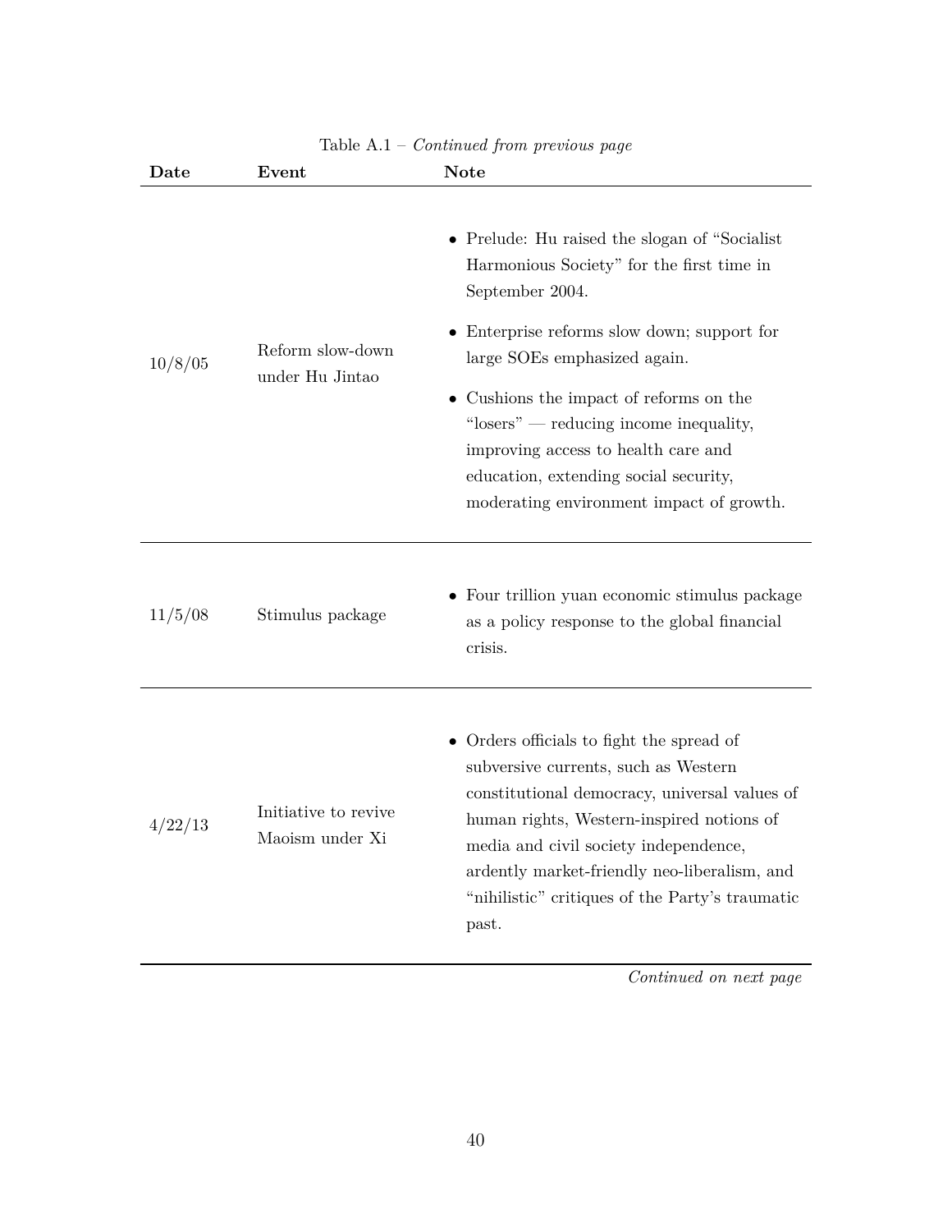Table A.1 – *Continued from previous page*

| Date | Event | Note |
|---|---|---|
| 10/8/05 | Reform slow-down under Hu Jintao | • Prelude: Hu raised the slogan of "Socialist Harmonious Society" for the first time in September 2004. <br> • Enterprise reforms slow down; support for large SOEs emphasized again. <br> • Cushions the impact of reforms on the "losers" — reducing income inequality, improving access to health care and education, extending social security, moderating environment impact of growth. |
| 11/5/08 | Stimulus package | • Four trillion yuan economic stimulus package as a policy response to the global financial crisis. |
| 4/22/13 | Initiative to revive Maoism under Xi | • Orders officials to fight the spread of subversive currents, such as Western constitutional democracy, universal values of human rights, Western-inspired notions of media and civil society independence, ardently market-friendly neo-liberalism, and "nihilistic" critiques of the Party's traumatic past. |

*Continued on next page*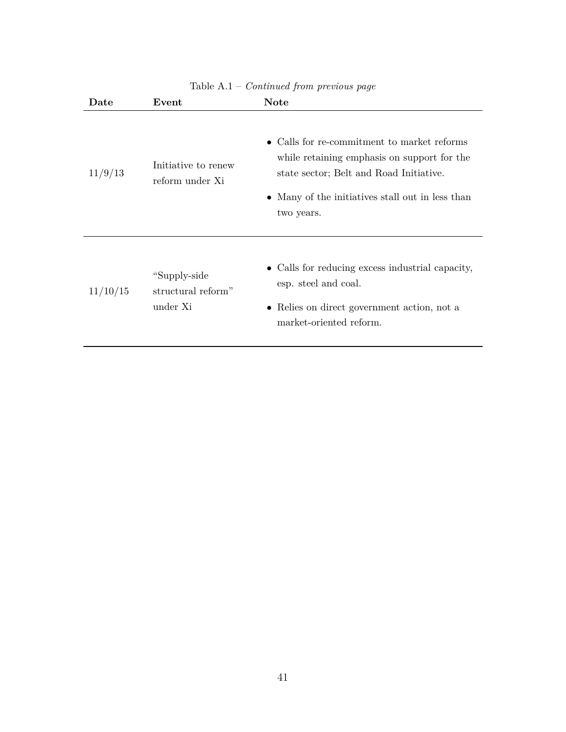Table A.1 – *Continued from previous page*

| Date | Event | Note |
|---|---|---|
| 11/9/13 | Initiative to renew reform under Xi | • Calls for re-commitment to market reforms while retaining emphasis on support for the state sector; Belt and Road Initiative.<br>• Many of the initiatives stall out in less than two years. |
| 11/10/15 | "Supply-side structural reform" under Xi | • Calls for reducing excess industrial capacity, esp. steel and coal.<br>• Relies on direct government action, not a market-oriented reform. |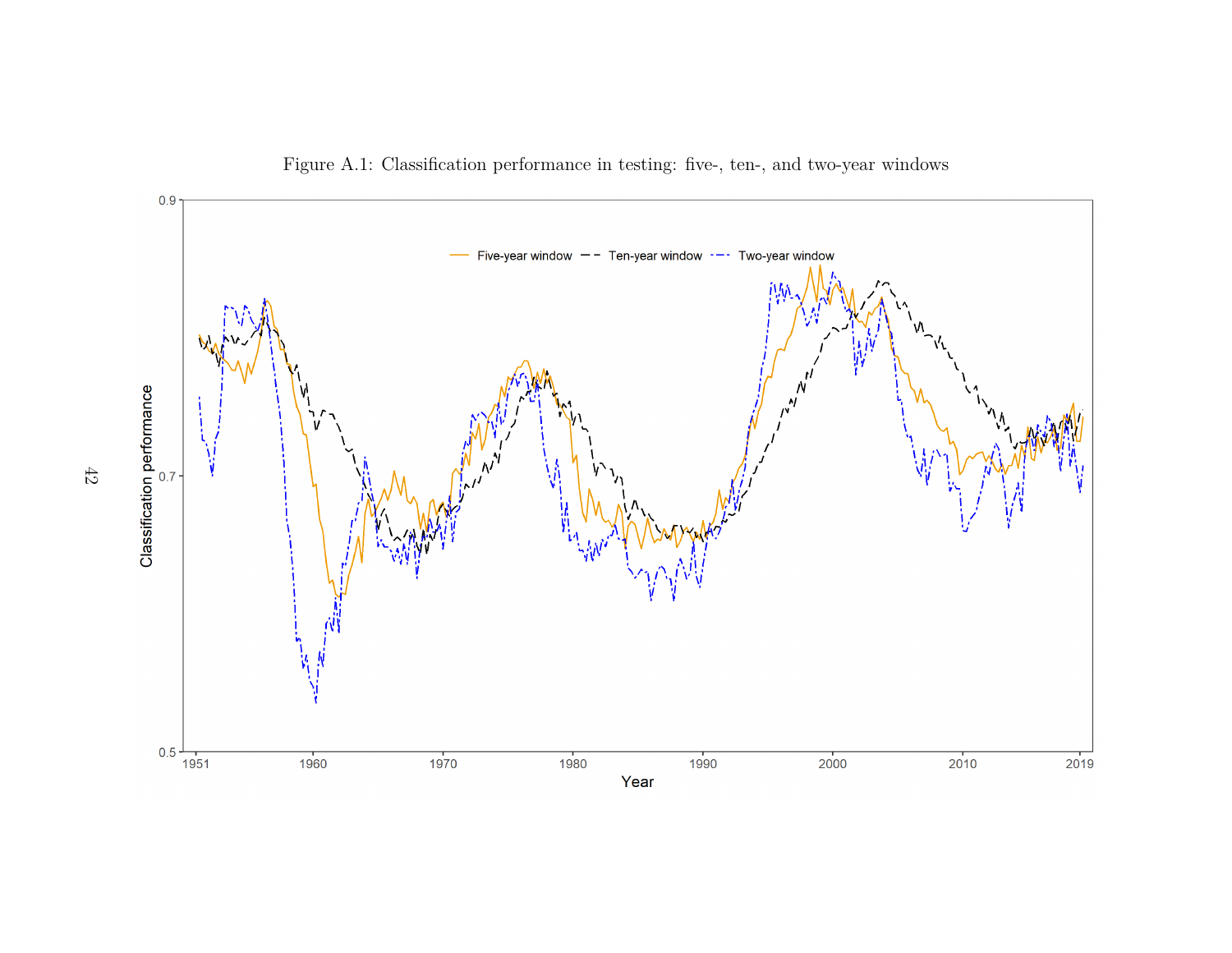Figure A.1: Classification performance in testing: five-, ten-, and two-year windows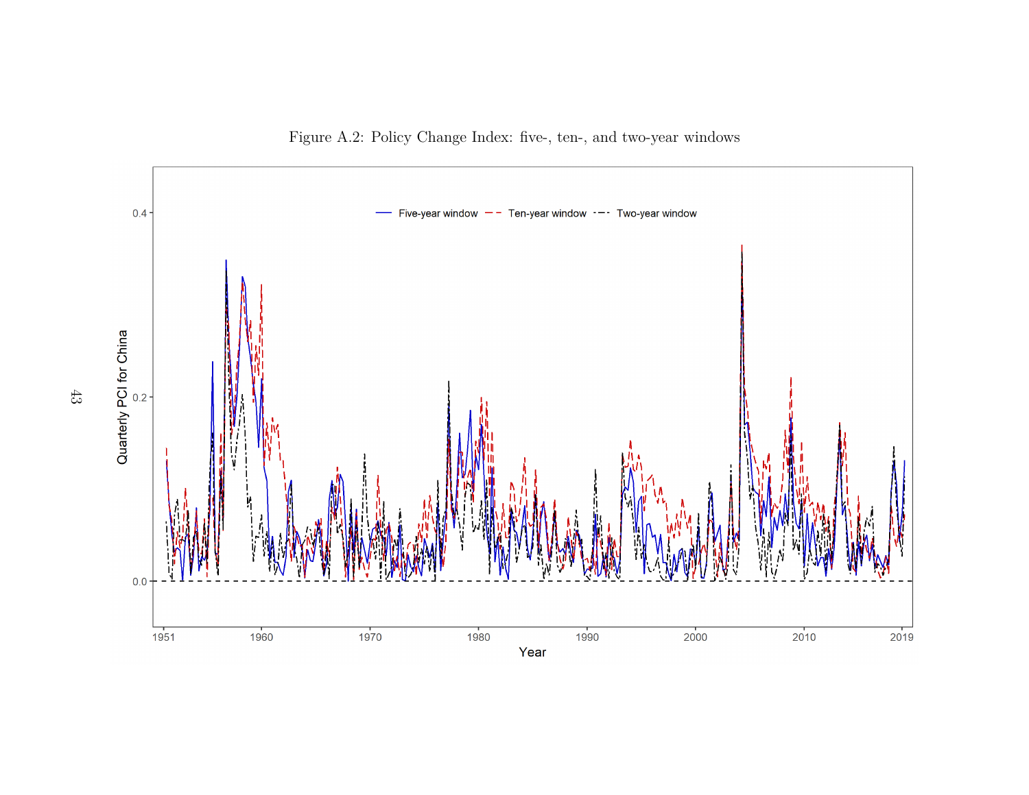Figure A.2: Policy Change Index: five-, ten-, and two-year windows

Five-year window
Ten-year window
Two-year window

Quarterly PCI for China

0.4
0.2
0.0

Year

1951
1960
1970
1980
1990
2000
2010
2019